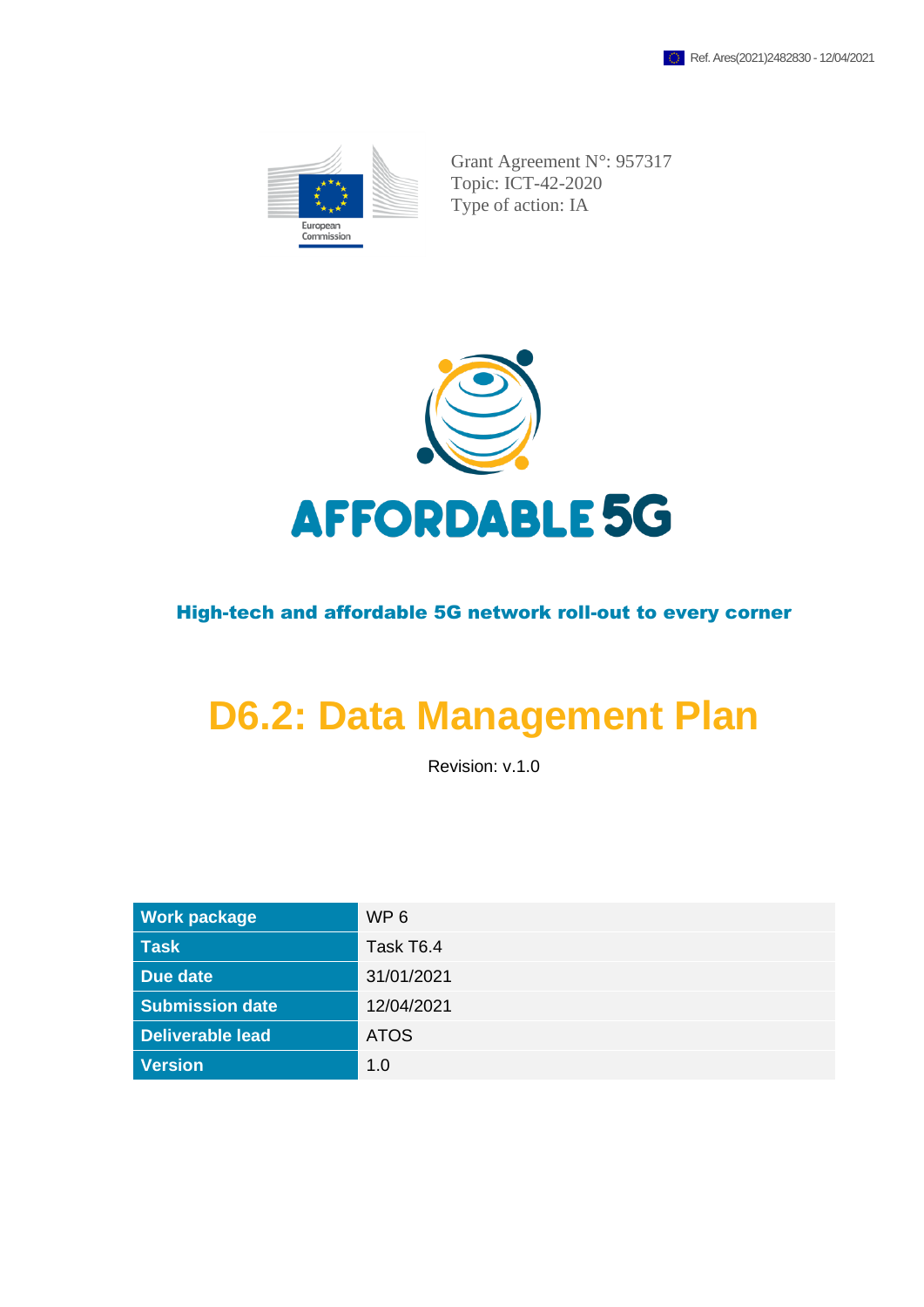Ref. Ares(2021)2482830 - 12/04/2021

Grant Agreement N°: 957317
Topic: ICT-42-2020
Type of action: IA

AFFORDABLE 5G

**High-tech and affordable 5G network roll-out to every corner**

# D6.2: Data Management Plan

Revision: v.1.0

| Work package | WP 6 |
|---|---|
| Task | Task T6.4 |
| Due date | 31/01/2021 |
| Submission date | 12/04/2021 |
| Deliverable lead | ATOS |
| Version | 1.0 |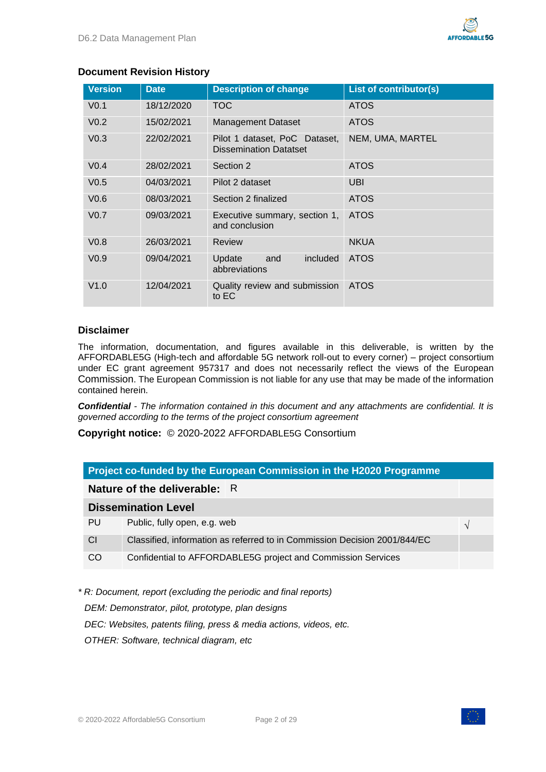### Document Revision History

| Version | Date | Description of change | List of contributor(s) |
|---|---|---|---|
| V0.1 | 18/12/2020 | TOC | ATOS |
| V0.2 | 15/02/2021 | Management Dataset | ATOS |
| V0.3 | 22/02/2021 | Pilot 1 dataset, PoC Dataset, Dissemination Datatset | NEM, UMA, MARTEL |
| V0.4 | 28/02/2021 | Section 2 | ATOS |
| V0.5 | 04/03/2021 | Pilot 2 dataset | UBI |
| V0.6 | 08/03/2021 | Section 2 finalized | ATOS |
| V0.7 | 09/03/2021 | Executive summary, section 1, and conclusion | ATOS |
| V0.8 | 26/03/2021 | Review | NKUA |
| V0.9 | 09/04/2021 | Update and included abbreviations | ATOS |
| V1.0 | 12/04/2021 | Quality review and submission to EC | ATOS |

### Disclaimer

The information, documentation, and figures available in this deliverable, is written by the AFFORDABLE5G (High-tech and affordable 5G network roll-out to every corner) – project consortium under EC grant agreement 957317 and does not necessarily reflect the views of the European Commission. The European Commission is not liable for any use that may be made of the information contained herein.

***Confidential*** *- The information contained in this document and any attachments are confidential. It is governed according to the terms of the project consortium agreement*

**Copyright notice:** © 2020-2022 AFFORDABLE5G Consortium

| Project co-funded by the European Commission in the H2020 Programme | | |
|---|---|---|
| **Nature of the deliverable:** R | | |
| **Dissemination Level** | | |
| PU | Public, fully open, e.g. web | √ |
| CI | Classified, information as referred to in Commission Decision 2001/844/EC | |
| CO | Confidential to AFFORDABLE5G project and Commission Services | |

*\* R: Document, report (excluding the periodic and final reports)*

*DEM: Demonstrator, pilot, prototype, plan designs*

*DEC: Websites, patents filing, press & media actions, videos, etc.*

*OTHER: Software, technical diagram, etc*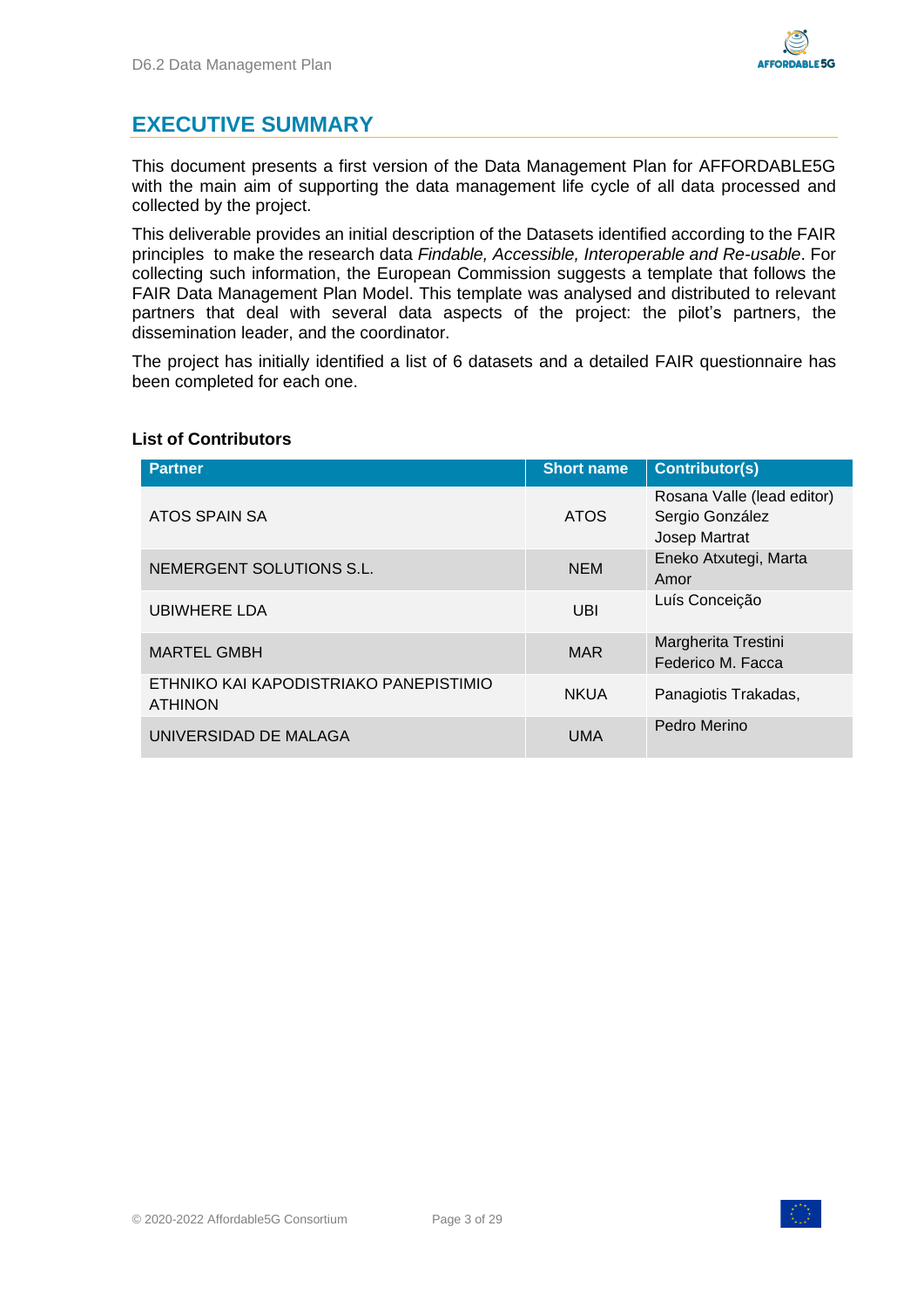# EXECUTIVE SUMMARY

This document presents a first version of the Data Management Plan for AFFORDABLE5G with the main aim of supporting the data management life cycle of all data processed and collected by the project.

This deliverable provides an initial description of the Datasets identified according to the FAIR principles to make the research data *Findable, Accessible, Interoperable and Re-usable*. For collecting such information, the European Commission suggests a template that follows the FAIR Data Management Plan Model. This template was analysed and distributed to relevant partners that deal with several data aspects of the project: the pilot's partners, the dissemination leader, and the coordinator.

The project has initially identified a list of 6 datasets and a detailed FAIR questionnaire has been completed for each one.

**List of Contributors**

| Partner | Short name | Contributor(s) |
|---|---|---|
| ATOS SPAIN SA | ATOS | Rosana Valle (lead editor)<br>Sergio González<br>Josep Martrat |
| NEMERGENT SOLUTIONS S.L. | NEM | Eneko Atxutegi, Marta Amor |
| UBIWHERE LDA | UBI | Luís Conceição |
| MARTEL GMBH | MAR | Margherita Trestini<br>Federico M. Facca |
| ETHNIKO KAI KAPODISTRIAKO PANEPISTIMIO ATHINON | NKUA | Panagiotis Trakadas, |
| UNIVERSIDAD DE MALAGA | UMA | Pedro Merino |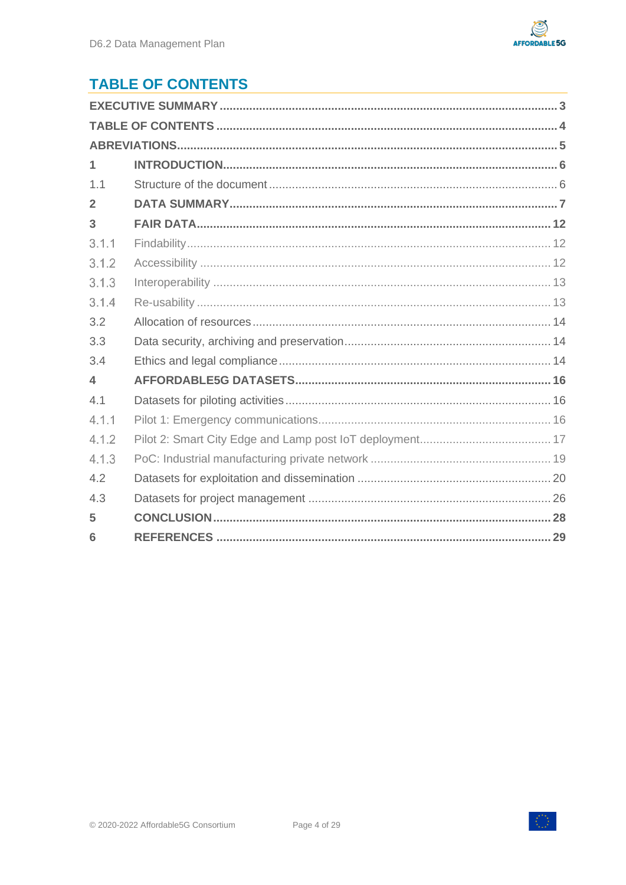# TABLE OF CONTENTS

| | | |
|---|---|---|
| **EXECUTIVE SUMMARY** | | **3** |
| **TABLE OF CONTENTS** | | **4** |
| **ABREVIATIONS** | | **5** |
| **1** | **INTRODUCTION** | **6** |
| 1.1 | Structure of the document | 6 |
| **2** | **DATA SUMMARY** | **7** |
| **3** | **FAIR DATA** | **12** |
| 3.1.1 | Findability | 12 |
| 3.1.2 | Accessibility | 12 |
| 3.1.3 | Interoperability | 13 |
| 3.1.4 | Re-usability | 13 |
| 3.2 | Allocation of resources | 14 |
| 3.3 | Data security, archiving and preservation | 14 |
| 3.4 | Ethics and legal compliance | 14 |
| **4** | **AFFORDABLE5G DATASETS** | **16** |
| 4.1 | Datasets for piloting activities | 16 |
| 4.1.1 | Pilot 1: Emergency communications | 16 |
| 4.1.2 | Pilot 2: Smart City Edge and Lamp post IoT deployment | 17 |
| 4.1.3 | PoC: Industrial manufacturing private network | 19 |
| 4.2 | Datasets for exploitation and dissemination | 20 |
| 4.3 | Datasets for project management | 26 |
| **5** | **CONCLUSION** | **28** |
| **6** | **REFERENCES** | **29** |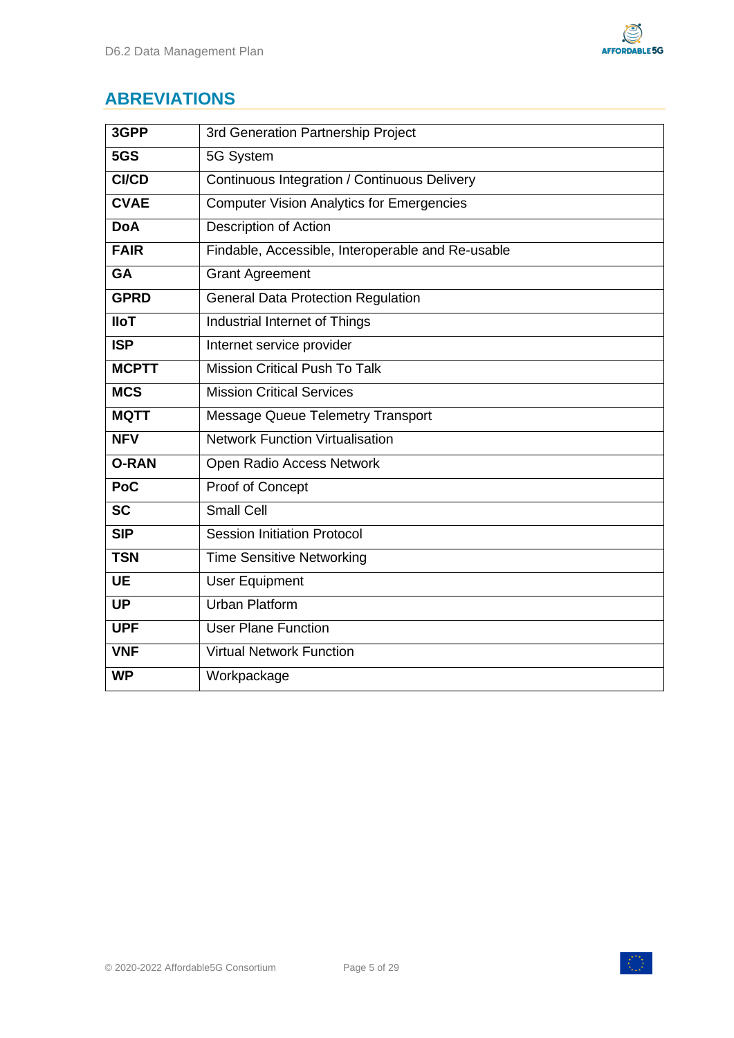## ABREVIATIONS

| | |
|---|---|
| **3GPP** | 3rd Generation Partnership Project |
| **5GS** | 5G System |
| **CI/CD** | Continuous Integration / Continuous Delivery |
| **CVAE** | Computer Vision Analytics for Emergencies |
| **DoA** | Description of Action |
| **FAIR** | Findable, Accessible, Interoperable and Re-usable |
| **GA** | Grant Agreement |
| **GPRD** | General Data Protection Regulation |
| **IIoT** | Industrial Internet of Things |
| **ISP** | Internet service provider |
| **MCPTT** | Mission Critical Push To Talk |
| **MCS** | Mission Critical Services |
| **MQTT** | Message Queue Telemetry Transport |
| **NFV** | Network Function Virtualisation |
| **O-RAN** | Open Radio Access Network |
| **PoC** | Proof of Concept |
| **SC** | Small Cell |
| **SIP** | Session Initiation Protocol |
| **TSN** | Time Sensitive Networking |
| **UE** | User Equipment |
| **UP** | Urban Platform |
| **UPF** | User Plane Function |
| **VNF** | Virtual Network Function |
| **WP** | Workpackage |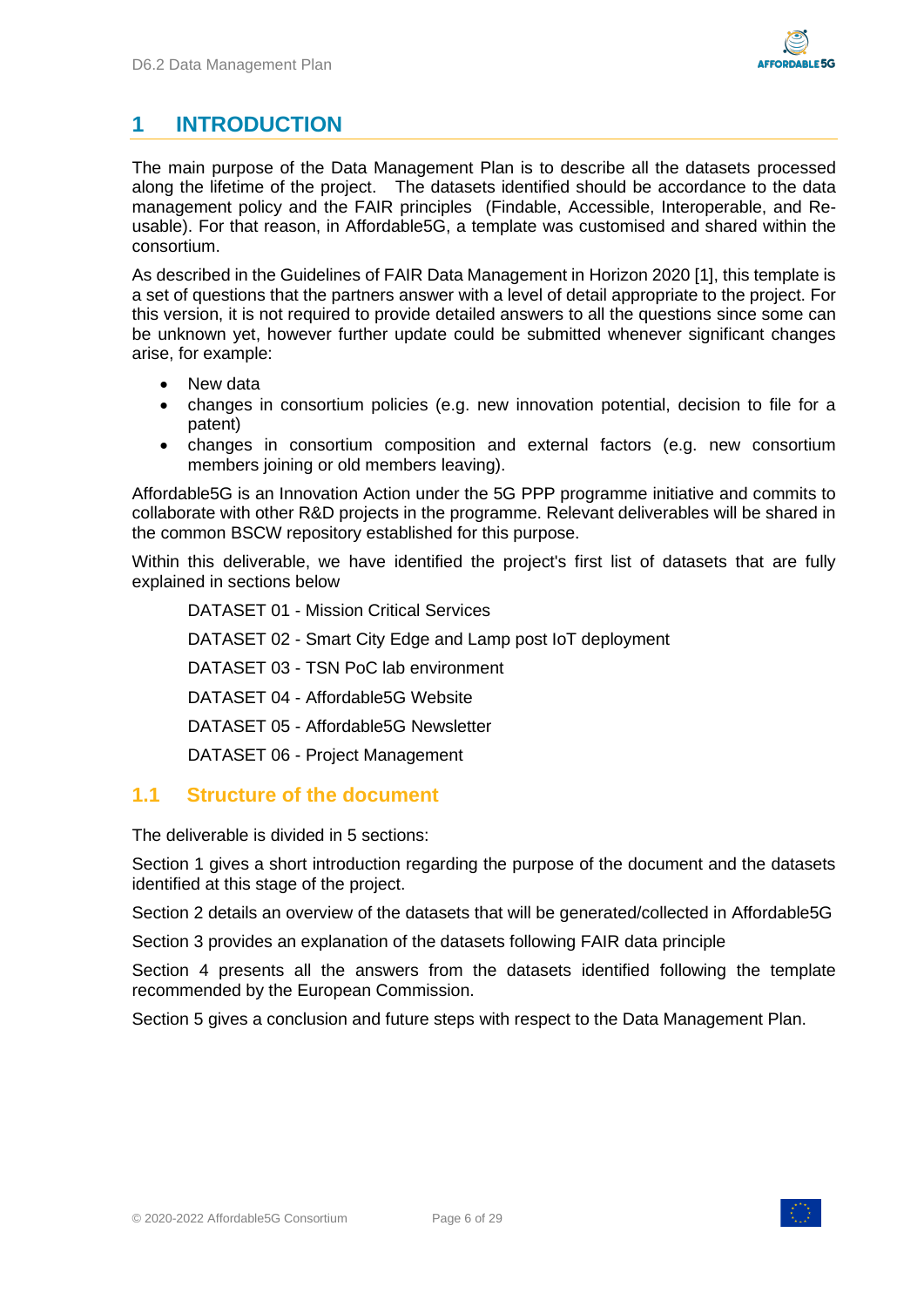# 1 INTRODUCTION

The main purpose of the Data Management Plan is to describe all the datasets processed along the lifetime of the project. The datasets identified should be accordance to the data management policy and the FAIR principles (Findable, Accessible, Interoperable, and Re-usable). For that reason, in Affordable5G, a template was customised and shared within the consortium.

As described in the Guidelines of FAIR Data Management in Horizon 2020 [1], this template is a set of questions that the partners answer with a level of detail appropriate to the project. For this version, it is not required to provide detailed answers to all the questions since some can be unknown yet, however further update could be submitted whenever significant changes arise, for example:

- New data
- changes in consortium policies (e.g. new innovation potential, decision to file for a patent)
- changes in consortium composition and external factors (e.g. new consortium members joining or old members leaving).

Affordable5G is an Innovation Action under the 5G PPP programme initiative and commits to collaborate with other R&D projects in the programme. Relevant deliverables will be shared in the common BSCW repository established for this purpose.

Within this deliverable, we have identified the project's first list of datasets that are fully explained in sections below

DATASET 01 - Mission Critical Services

DATASET 02 - Smart City Edge and Lamp post IoT deployment

DATASET 03 - TSN PoC lab environment

DATASET 04 - Affordable5G Website

DATASET 05 - Affordable5G Newsletter

DATASET 06 - Project Management

## 1.1 Structure of the document

The deliverable is divided in 5 sections:

Section 1 gives a short introduction regarding the purpose of the document and the datasets identified at this stage of the project.

Section 2 details an overview of the datasets that will be generated/collected in Affordable5G

Section 3 provides an explanation of the datasets following FAIR data principle

Section 4 presents all the answers from the datasets identified following the template recommended by the European Commission.

Section 5 gives a conclusion and future steps with respect to the Data Management Plan.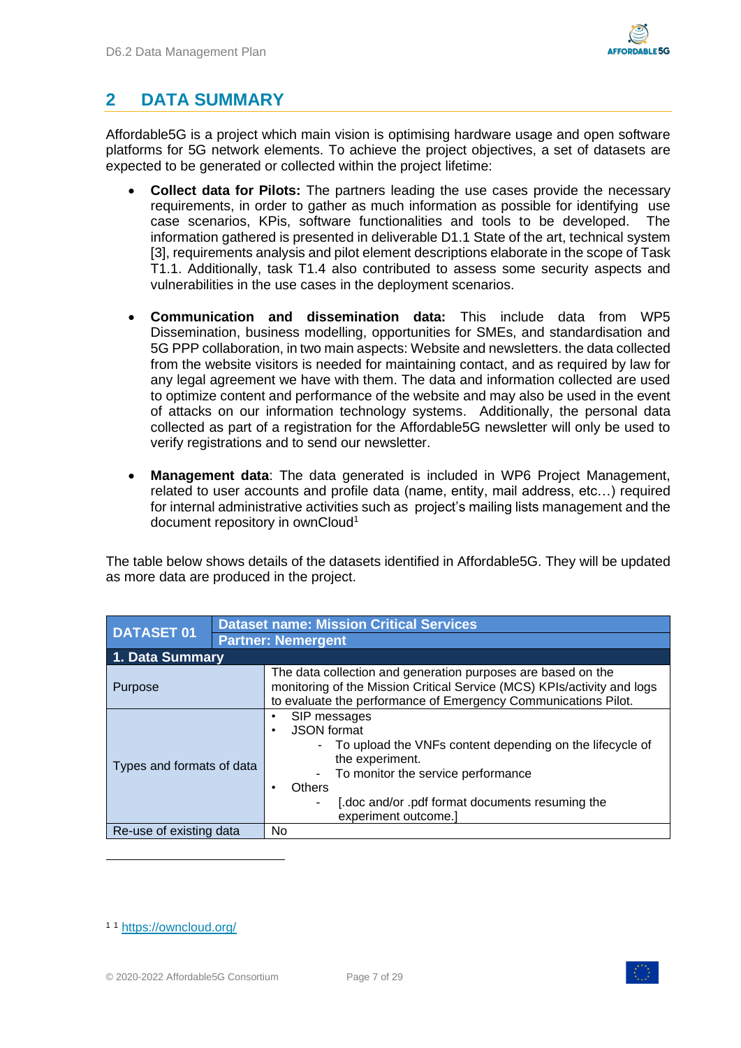# 2 DATA SUMMARY

Affordable5G is a project which main vision is optimising hardware usage and open software platforms for 5G network elements. To achieve the project objectives, a set of datasets are expected to be generated or collected within the project lifetime:

- **Collect data for Pilots:** The partners leading the use cases provide the necessary requirements, in order to gather as much information as possible for identifying use case scenarios, KPIs, software functionalities and tools to be developed. The information gathered is presented in deliverable D1.1 State of the art, technical system [3], requirements analysis and pilot element descriptions elaborate in the scope of Task T1.1. Additionally, task T1.4 also contributed to assess some security aspects and vulnerabilities in the use cases in the deployment scenarios.

- **Communication and dissemination data:** This include data from WP5 Dissemination, business modelling, opportunities for SMEs, and standardisation and 5G PPP collaboration, in two main aspects: Website and newsletters. the data collected from the website visitors is needed for maintaining contact, and as required by law for any legal agreement we have with them. The data and information collected are used to optimize content and performance of the website and may also be used in the event of attacks on our information technology systems. Additionally, the personal data collected as part of a registration for the Affordable5G newsletter will only be used to verify registrations and to send our newsletter.

- **Management data**: The data generated is included in WP6 Project Management, related to user accounts and profile data (name, entity, mail address, etc…) required for internal administrative activities such as project's mailing lists management and the document repository in ownCloud[1]

The table below shows details of the datasets identified in Affordable5G. They will be updated as more data are produced in the project.

| **DATASET 01** | **Dataset name: Mission Critical Services**<br>**Partner: Nemergent** |
|---|---|
| **1. Data Summary** | |
| Purpose | The data collection and generation purposes are based on the monitoring of the Mission Critical Service (MCS) KPIs/activity and logs to evaluate the performance of Emergency Communications Pilot. |
| Types and formats of data | • SIP messages<br>• JSON format<br>  - To upload the VNFs content depending on the lifecycle of the experiment.<br>  - To monitor the service performance<br>• Others<br>  - [.doc and/or .pdf format documents resuming the experiment outcome.] |
| Re-use of existing data | No |

[1] [1] https://owncloud.org/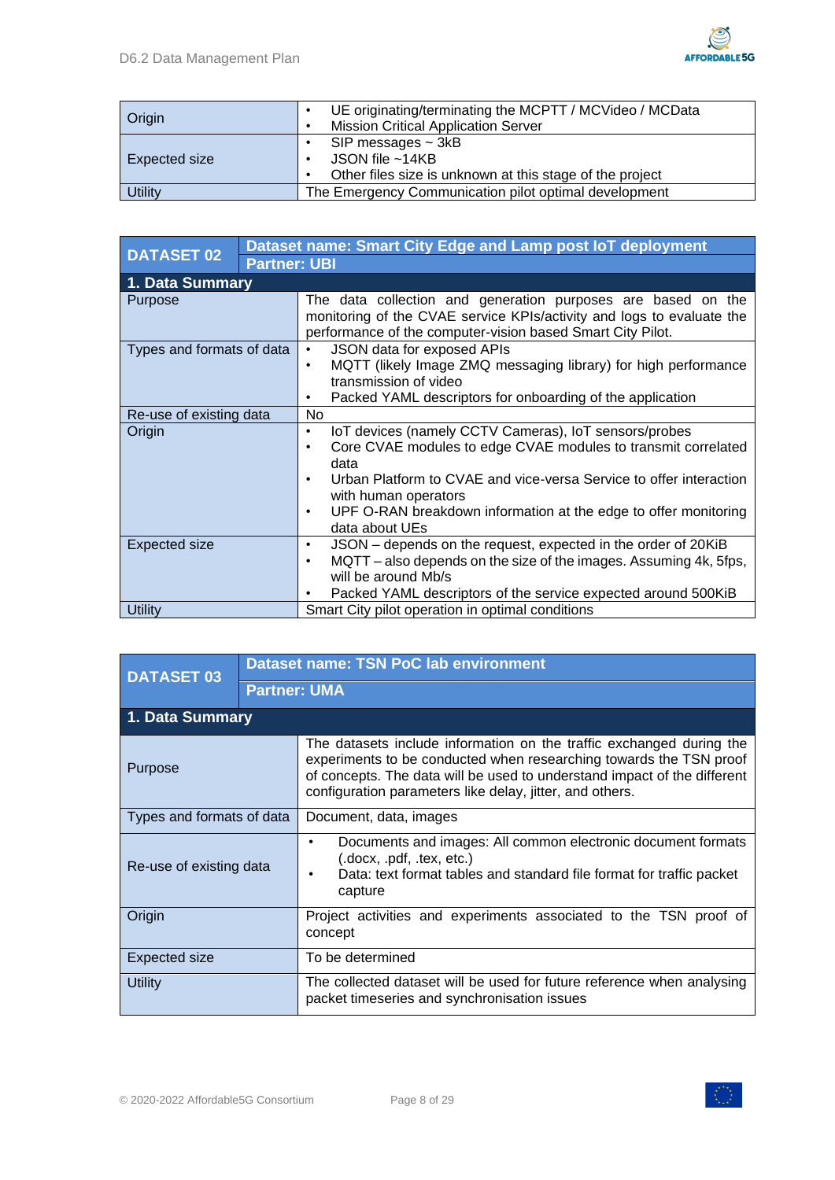| | |
|---|---|
| Origin | • UE originating/terminating the MCPTT / MCVideo / MCData<br>• Mission Critical Application Server |
| Expected size | • SIP messages ~ 3kB<br>• JSON file ~14KB<br>• Other files size is unknown at this stage of the project |
| Utility | The Emergency Communication pilot optimal development |

| DATASET 02 | Dataset name: Smart City Edge and Lamp post IoT deployment<br>Partner: UBI |
|---|---|
| **1. Data Summary** | |
| Purpose | The data collection and generation purposes are based on the monitoring of the CVAE service KPIs/activity and logs to evaluate the performance of the computer-vision based Smart City Pilot. |
| Types and formats of data | • JSON data for exposed APIs<br>• MQTT (likely Image ZMQ messaging library) for high performance transmission of video<br>• Packed YAML descriptors for onboarding of the application |
| Re-use of existing data | No |
| Origin | • IoT devices (namely CCTV Cameras), IoT sensors/probes<br>• Core CVAE modules to edge CVAE modules to transmit correlated data<br>• Urban Platform to CVAE and vice-versa Service to offer interaction with human operators<br>• UPF O-RAN breakdown information at the edge to offer monitoring data about UEs |
| Expected size | • JSON – depends on the request, expected in the order of 20KiB<br>• MQTT – also depends on the size of the images. Assuming 4k, 5fps, will be around Mb/s<br>• Packed YAML descriptors of the service expected around 500KiB |
| Utility | Smart City pilot operation in optimal conditions |

| DATASET 03 | Dataset name: TSN PoC lab environment<br>Partner: UMA |
|---|---|
| **1. Data Summary** | |
| Purpose | The datasets include information on the traffic exchanged during the experiments to be conducted when researching towards the TSN proof of concepts. The data will be used to understand impact of the different configuration parameters like delay, jitter, and others. |
| Types and formats of data | Document, data, images |
| Re-use of existing data | • Documents and images: All common electronic document formats (.docx, .pdf, .tex, etc.)<br>• Data: text format tables and standard file format for traffic packet capture |
| Origin | Project activities and experiments associated to the TSN proof of concept |
| Expected size | To be determined |
| Utility | The collected dataset will be used for future reference when analysing packet timeseries and synchronisation issues |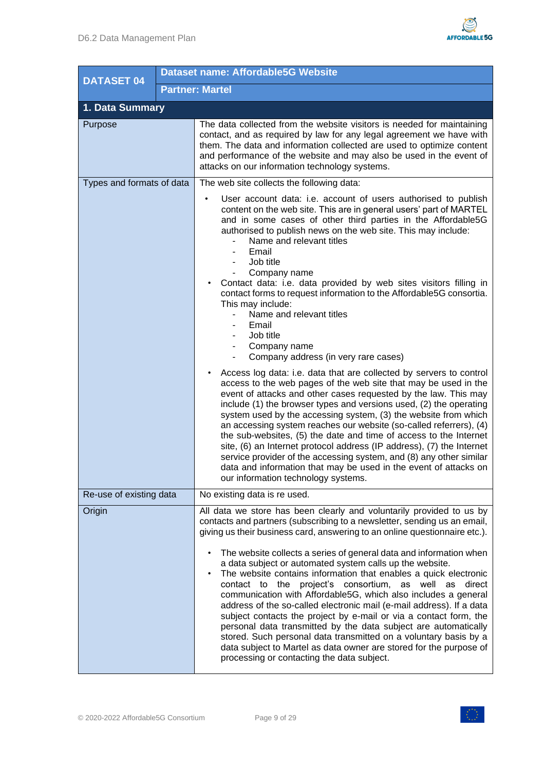| DATASET 04 | Dataset name: Affordable5G Website<br>Partner: Martel |
|---|---|
| **1. Data Summary** | |
| Purpose | The data collected from the website visitors is needed for maintaining contact, and as required by law for any legal agreement we have with them. The data and information collected are used to optimize content and performance of the website and may also be used in the event of attacks on our information technology systems. |
| Types and formats of data | The web site collects the following data:<br>• User account data: i.e. account of users authorised to publish content on the web site. This are in general users' part of MARTEL and in some cases of other third parties in the Affordable5G authorised to publish news on the web site. This may include:<br>- Name and relevant titles<br>- Email<br>- Job title<br>- Company name<br>• Contact data: i.e. data provided by web sites visitors filling in contact forms to request information to the Affordable5G consortia. This may include:<br>- Name and relevant titles<br>- Email<br>- Job title<br>- Company name<br>- Company address (in very rare cases)<br>• Access log data: i.e. data that are collected by servers to control access to the web pages of the web site that may be used in the event of attacks and other cases requested by the law. This may include (1) the browser types and versions used, (2) the operating system used by the accessing system, (3) the website from which an accessing system reaches our website (so-called referrers), (4) the sub-websites, (5) the date and time of access to the Internet site, (6) an Internet protocol address (IP address), (7) the Internet service provider of the accessing system, and (8) any other similar data and information that may be used in the event of attacks on our information technology systems. |
| Re-use of existing data | No existing data is re used. |
| Origin | All data we store has been clearly and voluntarily provided to us by contacts and partners (subscribing to a newsletter, sending us an email, giving us their business card, answering to an online questionnaire etc.).<br>• The website collects a series of general data and information when a data subject or automated system calls up the website.<br>• The website contains information that enables a quick electronic contact to the project's consortium, as well as direct communication with Affordable5G, which also includes a general address of the so-called electronic mail (e-mail address). If a data subject contacts the project by e-mail or via a contact form, the personal data transmitted by the data subject are automatically stored. Such personal data transmitted on a voluntary basis by a data subject to Martel as data owner are stored for the purpose of processing or contacting the data subject. |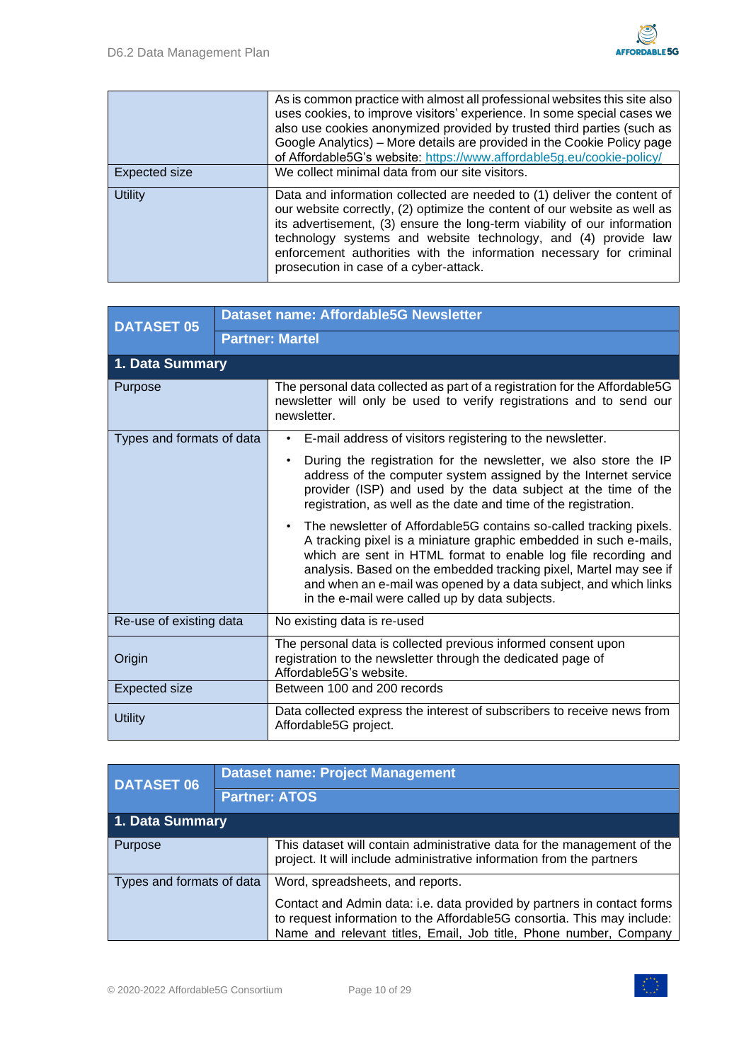| | |
|---|---|
| | As is common practice with almost all professional websites this site also uses cookies, to improve visitors' experience. In some special cases we also use cookies anonymized provided by trusted third parties (such as Google Analytics) – More details are provided in the Cookie Policy page of Affordable5G's website: https://www.affordable5g.eu/cookie-policy/ |
| Expected size | We collect minimal data from our site visitors. |
| Utility | Data and information collected are needed to (1) deliver the content of our website correctly, (2) optimize the content of our website as well as its advertisement, (3) ensure the long-term viability of our information technology systems and website technology, and (4) provide law enforcement authorities with the information necessary for criminal prosecution in case of a cyber-attack. |

| **DATASET 05** | **Dataset name: Affordable5G Newsletter** |
|---|---|
| | **Partner: Martel** |
| **1. Data Summary** | |
| Purpose | The personal data collected as part of a registration for the Affordable5G newsletter will only be used to verify registrations and to send our newsletter. |
| Types and formats of data | • E-mail address of visitors registering to the newsletter.<br>• During the registration for the newsletter, we also store the IP address of the computer system assigned by the Internet service provider (ISP) and used by the data subject at the time of the registration, as well as the date and time of the registration.<br>• The newsletter of Affordable5G contains so-called tracking pixels. A tracking pixel is a miniature graphic embedded in such e-mails, which are sent in HTML format to enable log file recording and analysis. Based on the embedded tracking pixel, Martel may see if and when an e-mail was opened by a data subject, and which links in the e-mail were called up by data subjects. |
| Re-use of existing data | No existing data is re-used |
| Origin | The personal data is collected previous informed consent upon registration to the newsletter through the dedicated page of Affordable5G's website. |
| Expected size | Between 100 and 200 records |
| Utility | Data collected express the interest of subscribers to receive news from Affordable5G project. |

| **DATASET 06** | **Dataset name: Project Management** |
|---|---|
| | **Partner: ATOS** |
| **1. Data Summary** | |
| Purpose | This dataset will contain administrative data for the management of the project. It will include administrative information from the partners |
| Types and formats of data | Word, spreadsheets, and reports.<br>Contact and Admin data: i.e. data provided by partners in contact forms to request information to the Affordable5G consortia. This may include: Name and relevant titles, Email, Job title, Phone number, Company |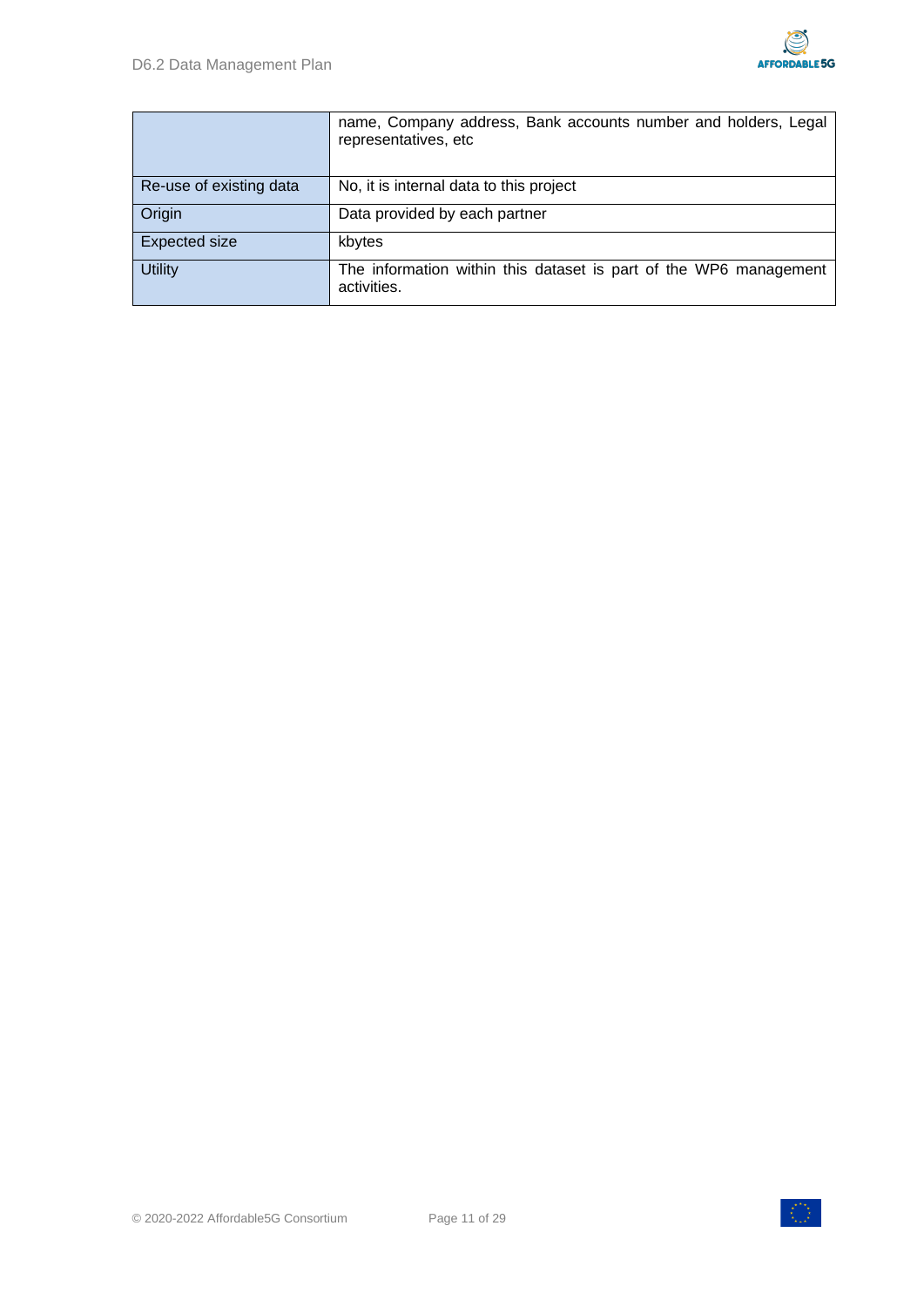| | |
|---|---|
| | name, Company address, Bank accounts number and holders, Legal representatives, etc |
| Re-use of existing data | No, it is internal data to this project |
| Origin | Data provided by each partner |
| Expected size | kbytes |
| Utility | The information within this dataset is part of the WP6 management activities. |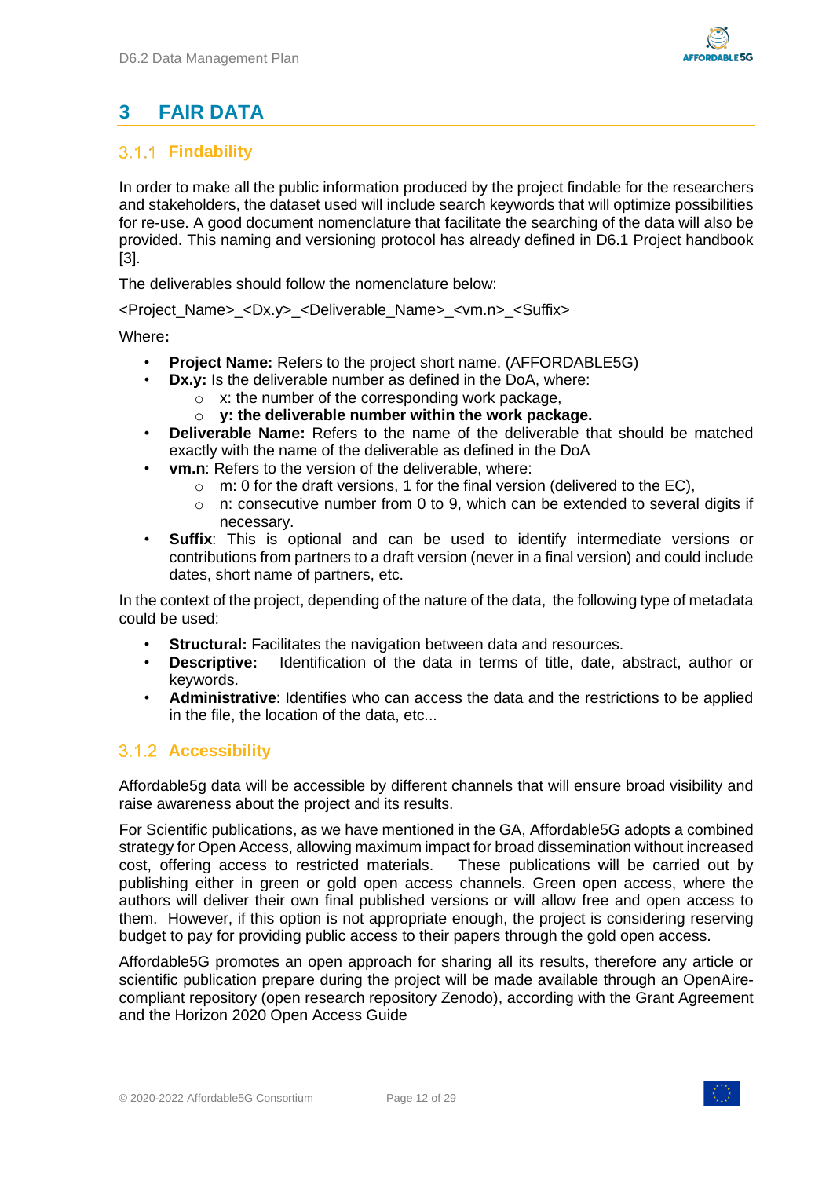# 3 FAIR DATA

### 3.1.1 Findability

In order to make all the public information produced by the project findable for the researchers and stakeholders, the dataset used will include search keywords that will optimize possibilities for re-use. A good document nomenclature that facilitate the searching of the data will also be provided. This naming and versioning protocol has already defined in D6.1 Project handbook [3].

The deliverables should follow the nomenclature below:

<Project_Name>_<Dx.y>_<Deliverable_Name>_<vm.n>_<Suffix>

Where**:**

- **Project Name:** Refers to the project short name. (AFFORDABLE5G)
- **Dx.y:** Is the deliverable number as defined in the DoA, where:
  - x: the number of the corresponding work package,
  - **y: the deliverable number within the work package.**
- **Deliverable Name:** Refers to the name of the deliverable that should be matched exactly with the name of the deliverable as defined in the DoA
- **vm.n**: Refers to the version of the deliverable, where:
  - m: 0 for the draft versions, 1 for the final version (delivered to the EC),
  - n: consecutive number from 0 to 9, which can be extended to several digits if necessary.
- **Suffix**: This is optional and can be used to identify intermediate versions or contributions from partners to a draft version (never in a final version) and could include dates, short name of partners, etc.

In the context of the project, depending of the nature of the data, the following type of metadata could be used:

- **Structural:** Facilitates the navigation between data and resources.
- **Descriptive:** Identification of the data in terms of title, date, abstract, author or keywords.
- **Administrative**: Identifies who can access the data and the restrictions to be applied in the file, the location of the data, etc...

### 3.1.2 Accessibility

Affordable5g data will be accessible by different channels that will ensure broad visibility and raise awareness about the project and its results.

For Scientific publications, as we have mentioned in the GA, Affordable5G adopts a combined strategy for Open Access, allowing maximum impact for broad dissemination without increased cost, offering access to restricted materials. These publications will be carried out by publishing either in green or gold open access channels. Green open access, where the authors will deliver their own final published versions or will allow free and open access to them. However, if this option is not appropriate enough, the project is considering reserving budget to pay for providing public access to their papers through the gold open access.

Affordable5G promotes an open approach for sharing all its results, therefore any article or scientific publication prepare during the project will be made available through an OpenAire-compliant repository (open research repository Zenodo), according with the Grant Agreement and the Horizon 2020 Open Access Guide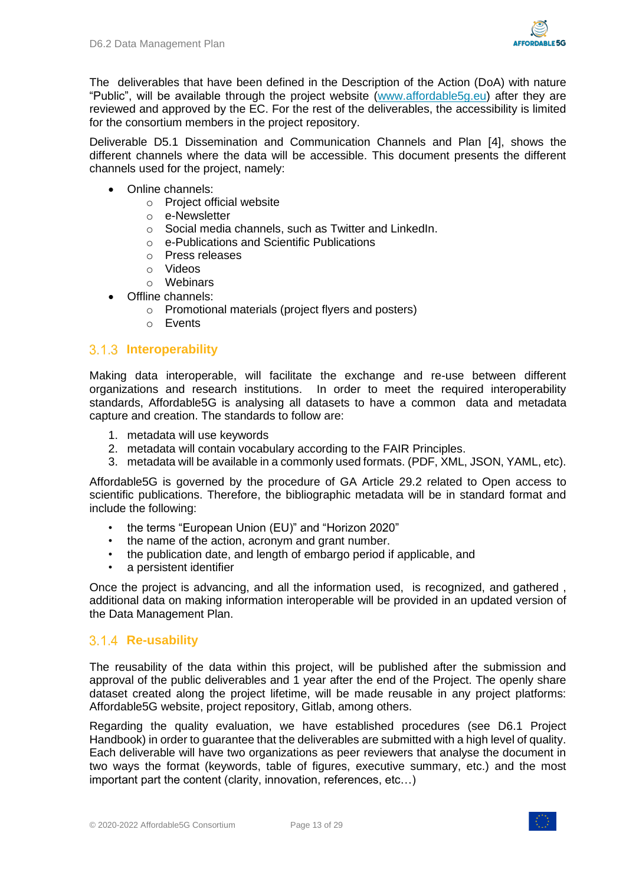The deliverables that have been defined in the Description of the Action (DoA) with nature "Public", will be available through the project website (www.affordable5g.eu) after they are reviewed and approved by the EC. For the rest of the deliverables, the accessibility is limited for the consortium members in the project repository.

Deliverable D5.1 Dissemination and Communication Channels and Plan [4], shows the different channels where the data will be accessible. This document presents the different channels used for the project, namely:

- Online channels:
  - Project official website
  - e-Newsletter
  - Social media channels, such as Twitter and LinkedIn.
  - e-Publications and Scientific Publications
  - Press releases
  - Videos
  - Webinars
- Offline channels:
  - Promotional materials (project flyers and posters)
  - Events

### 3.1.3 Interoperability

Making data interoperable, will facilitate the exchange and re-use between different organizations and research institutions. In order to meet the required interoperability standards, Affordable5G is analysing all datasets to have a common data and metadata capture and creation. The standards to follow are:

1. metadata will use keywords
2. metadata will contain vocabulary according to the FAIR Principles.
3. metadata will be available in a commonly used formats. (PDF, XML, JSON, YAML, etc).

Affordable5G is governed by the procedure of GA Article 29.2 related to Open access to scientific publications. Therefore, the bibliographic metadata will be in standard format and include the following:

- the terms "European Union (EU)" and "Horizon 2020"
- the name of the action, acronym and grant number.
- the publication date, and length of embargo period if applicable, and
- a persistent identifier

Once the project is advancing, and all the information used, is recognized, and gathered , additional data on making information interoperable will be provided in an updated version of the Data Management Plan.

### 3.1.4 Re-usability

The reusability of the data within this project, will be published after the submission and approval of the public deliverables and 1 year after the end of the Project. The openly share dataset created along the project lifetime, will be made reusable in any project platforms: Affordable5G website, project repository, Gitlab, among others.

Regarding the quality evaluation, we have established procedures (see D6.1 Project Handbook) in order to guarantee that the deliverables are submitted with a high level of quality. Each deliverable will have two organizations as peer reviewers that analyse the document in two ways the format (keywords, table of figures, executive summary, etc.) and the most important part the content (clarity, innovation, references, etc…)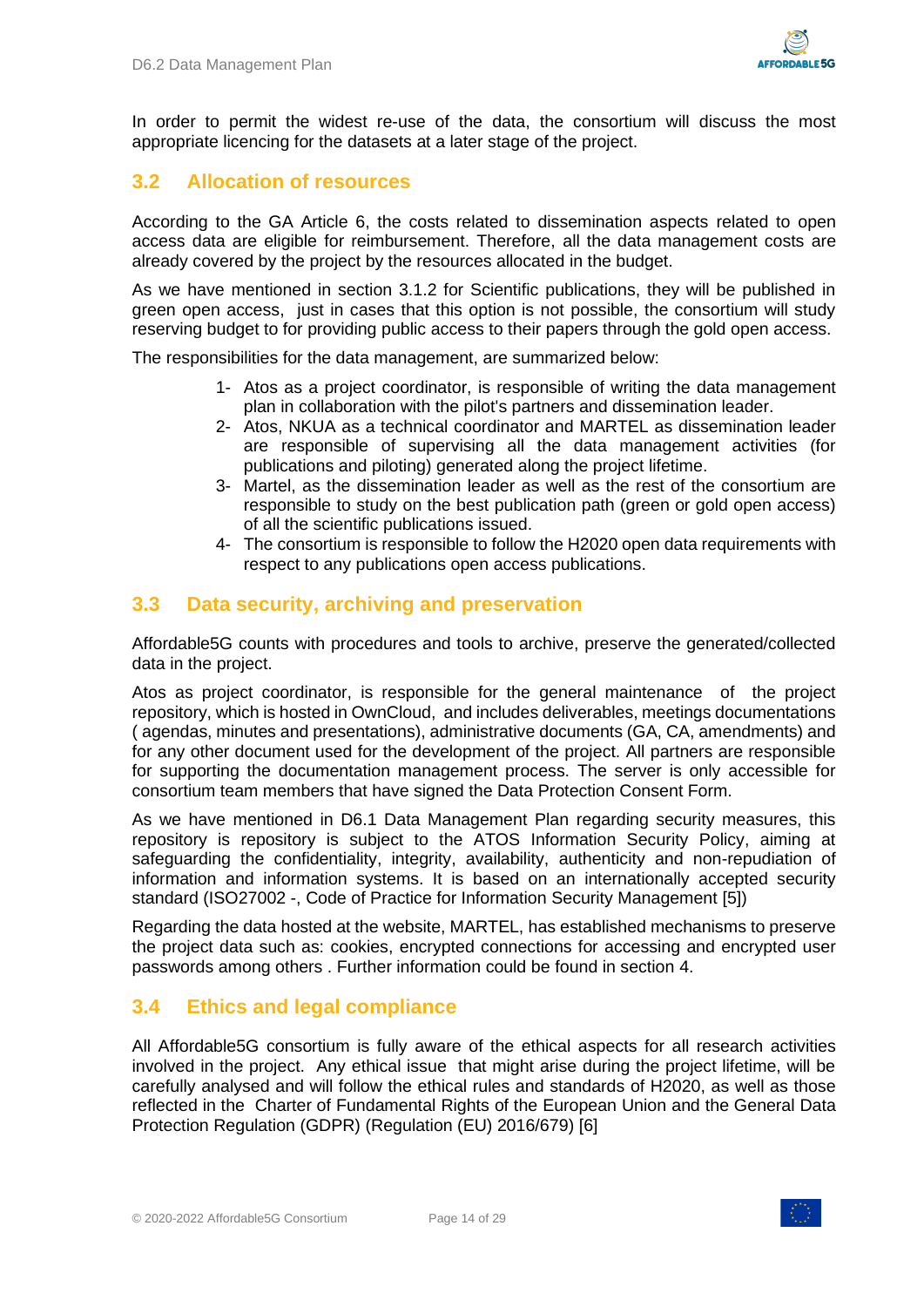In order to permit the widest re-use of the data, the consortium will discuss the most appropriate licencing for the datasets at a later stage of the project.

## 3.2 Allocation of resources

According to the GA Article 6, the costs related to dissemination aspects related to open access data are eligible for reimbursement. Therefore, all the data management costs are already covered by the project by the resources allocated in the budget.

As we have mentioned in section 3.1.2 for Scientific publications, they will be published in green open access, just in cases that this option is not possible, the consortium will study reserving budget to for providing public access to their papers through the gold open access.

The responsibilities for the data management, are summarized below:

1- Atos as a project coordinator, is responsible of writing the data management plan in collaboration with the pilot's partners and dissemination leader.
2- Atos, NKUA as a technical coordinator and MARTEL as dissemination leader are responsible of supervising all the data management activities (for publications and piloting) generated along the project lifetime.
3- Martel, as the dissemination leader as well as the rest of the consortium are responsible to study on the best publication path (green or gold open access) of all the scientific publications issued.
4- The consortium is responsible to follow the H2020 open data requirements with respect to any publications open access publications.

## 3.3 Data security, archiving and preservation

Affordable5G counts with procedures and tools to archive, preserve the generated/collected data in the project.

Atos as project coordinator, is responsible for the general maintenance of the project repository, which is hosted in OwnCloud, and includes deliverables, meetings documentations ( agendas, minutes and presentations), administrative documents (GA, CA, amendments) and for any other document used for the development of the project. All partners are responsible for supporting the documentation management process. The server is only accessible for consortium team members that have signed the Data Protection Consent Form.

As we have mentioned in D6.1 Data Management Plan regarding security measures, this repository is repository is subject to the ATOS Information Security Policy, aiming at safeguarding the confidentiality, integrity, availability, authenticity and non-repudiation of information and information systems. It is based on an internationally accepted security standard (ISO27002 -, Code of Practice for Information Security Management [5])

Regarding the data hosted at the website, MARTEL, has established mechanisms to preserve the project data such as: cookies, encrypted connections for accessing and encrypted user passwords among others . Further information could be found in section 4.

## 3.4 Ethics and legal compliance

All Affordable5G consortium is fully aware of the ethical aspects for all research activities involved in the project. Any ethical issue that might arise during the project lifetime, will be carefully analysed and will follow the ethical rules and standards of H2020, as well as those reflected in the Charter of Fundamental Rights of the European Union and the General Data Protection Regulation (GDPR) (Regulation (EU) 2016/679) [6]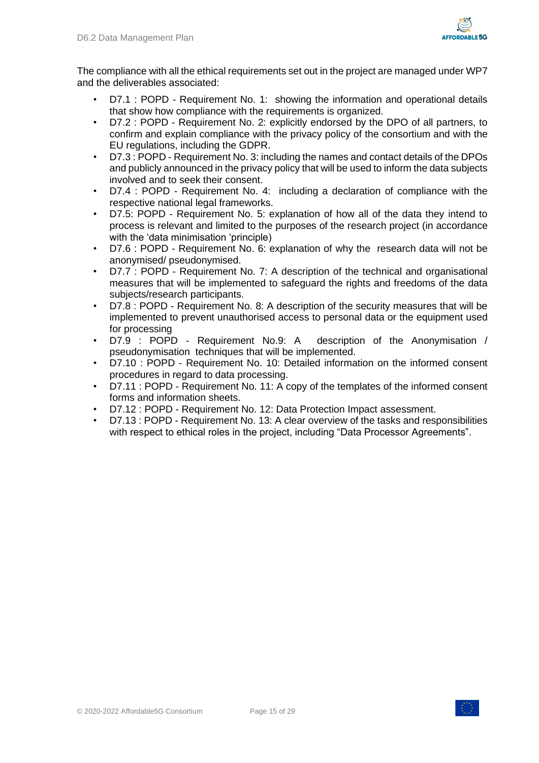The compliance with all the ethical requirements set out in the project are managed under WP7 and the deliverables associated:

- D7.1 : POPD - Requirement No. 1: showing the information and operational details that show how compliance with the requirements is organized.
- D7.2 : POPD - Requirement No. 2: explicitly endorsed by the DPO of all partners, to confirm and explain compliance with the privacy policy of the consortium and with the EU regulations, including the GDPR.
- D7.3 : POPD - Requirement No. 3: including the names and contact details of the DPOs and publicly announced in the privacy policy that will be used to inform the data subjects involved and to seek their consent.
- D7.4 : POPD - Requirement No. 4: including a declaration of compliance with the respective national legal frameworks.
- D7.5: POPD - Requirement No. 5: explanation of how all of the data they intend to process is relevant and limited to the purposes of the research project (in accordance with the 'data minimisation 'principle)
- D7.6 : POPD - Requirement No. 6: explanation of why the research data will not be anonymised/ pseudonymised.
- D7.7 : POPD - Requirement No. 7: A description of the technical and organisational measures that will be implemented to safeguard the rights and freedoms of the data subjects/research participants.
- D7.8 : POPD - Requirement No. 8: A description of the security measures that will be implemented to prevent unauthorised access to personal data or the equipment used for processing
- D7.9 : POPD - Requirement No.9: A description of the Anonymisation / pseudonymisation techniques that will be implemented.
- D7.10 : POPD - Requirement No. 10: Detailed information on the informed consent procedures in regard to data processing.
- D7.11 : POPD - Requirement No. 11: A copy of the templates of the informed consent forms and information sheets.
- D7.12 : POPD - Requirement No. 12: Data Protection Impact assessment.
- D7.13 : POPD - Requirement No. 13: A clear overview of the tasks and responsibilities with respect to ethical roles in the project, including "Data Processor Agreements".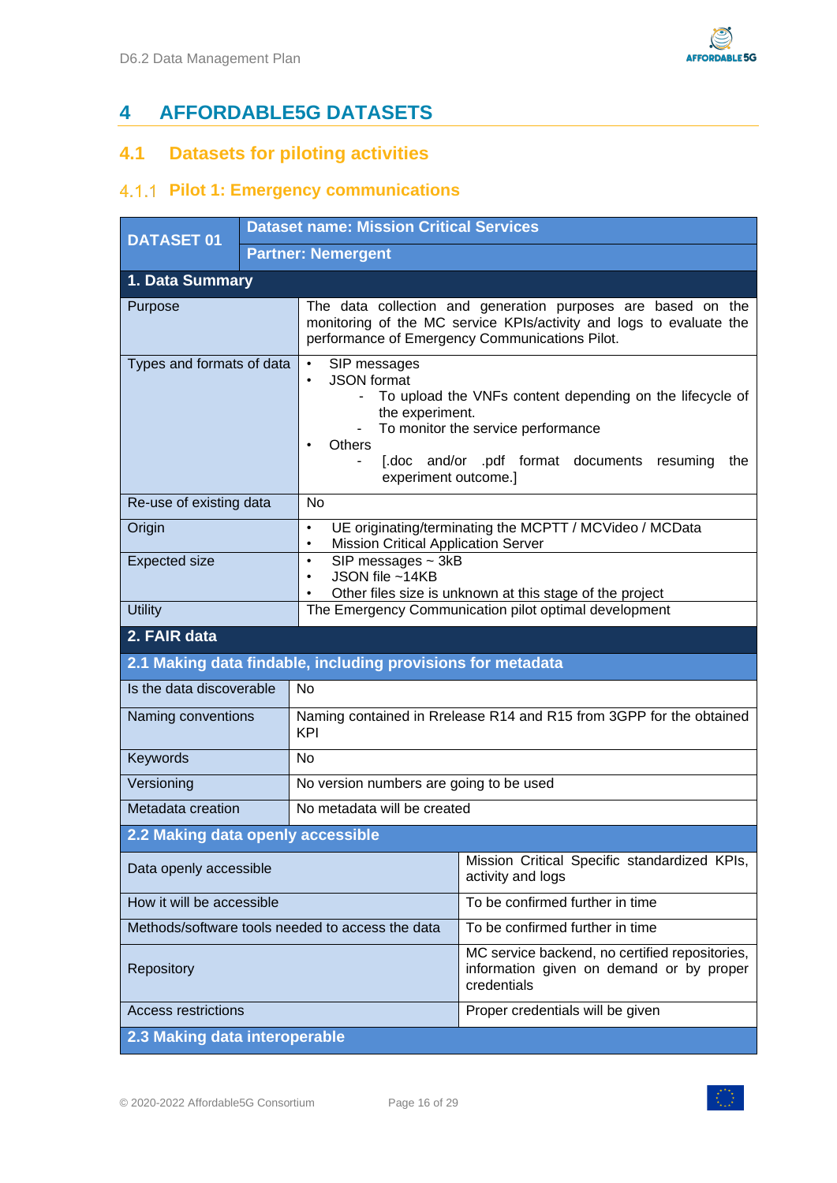# 4 AFFORDABLE5G DATASETS

## 4.1 Datasets for piloting activities

### 4.1.1 Pilot 1: Emergency communications

| DATASET 01 | Dataset name: Mission Critical Services<br>Partner: Nemergent |
|---|---|
| **1. Data Summary** | |
| Purpose | The data collection and generation purposes are based on the monitoring of the MC service KPIs/activity and logs to evaluate the performance of Emergency Communications Pilot. |
| Types and formats of data | • SIP messages<br>• JSON format<br>- To upload the VNFs content depending on the lifecycle of the experiment.<br>- To monitor the service performance<br>• Others<br>- [.doc and/or .pdf format documents resuming the experiment outcome.] |
| Re-use of existing data | No |
| Origin | • UE originating/terminating the MCPTT / MCVideo / MCData<br>• Mission Critical Application Server |
| Expected size | • SIP messages ~ 3kB<br>• JSON file ~14KB<br>• Other files size is unknown at this stage of the project |
| Utility | The Emergency Communication pilot optimal development |
| **2. FAIR data** | |
| **2.1 Making data findable, including provisions for metadata** | |
| Is the data discoverable | No |
| Naming conventions | Naming contained in Rrelease R14 and R15 from 3GPP for the obtained KPI |
| Keywords | No |
| Versioning | No version numbers are going to be used |
| Metadata creation | No metadata will be created |
| **2.2 Making data openly accessible** | |
| Data openly accessible | Mission Critical Specific standardized KPIs, activity and logs |
| How it will be accessible | To be confirmed further in time |
| Methods/software tools needed to access the data | To be confirmed further in time |
| Repository | MC service backend, no certified repositories, information given on demand or by proper credentials |
| Access restrictions | Proper credentials will be given |
| **2.3 Making data interoperable** | |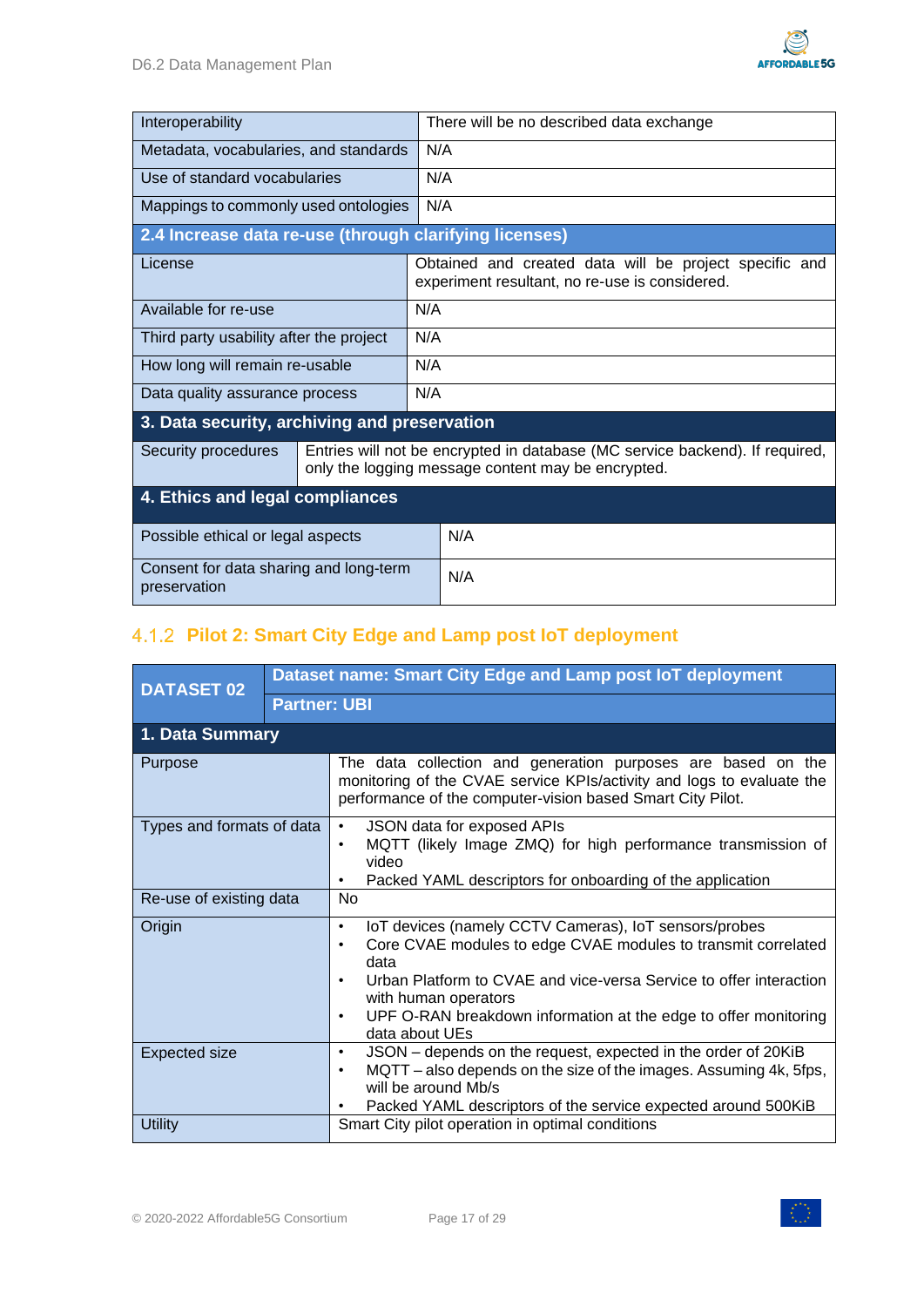| Interoperability | There will be no described data exchange |
|---|---|
| Metadata, vocabularies, and standards | N/A |
| Use of standard vocabularies | N/A |
| Mappings to commonly used ontologies | N/A |
| **2.4 Increase data re-use (through clarifying licenses)** | |
| License | Obtained and created data will be project specific and experiment resultant, no re-use is considered. |
| Available for re-use | N/A |
| Third party usability after the project | N/A |
| How long will remain re-usable | N/A |
| Data quality assurance process | N/A |
| **3. Data security, archiving and preservation** | |
| Security procedures | Entries will not be encrypted in database (MC service backend). If required, only the logging message content may be encrypted. |
| **4. Ethics and legal compliances** | |
| Possible ethical or legal aspects | N/A |
| Consent for data sharing and long-term preservation | N/A |

### 4.1.2 Pilot 2: Smart City Edge and Lamp post IoT deployment

| DATASET 02 | Dataset name: Smart City Edge and Lamp post IoT deployment |
|---|---|
| | Partner: UBI |
| **1. Data Summary** | |
| Purpose | The data collection and generation purposes are based on the monitoring of the CVAE service KPIs/activity and logs to evaluate the performance of the computer-vision based Smart City Pilot. |
| Types and formats of data | • JSON data for exposed APIs<br>• MQTT (likely Image ZMQ) for high performance transmission of video<br>• Packed YAML descriptors for onboarding of the application |
| Re-use of existing data | No |
| Origin | • IoT devices (namely CCTV Cameras), IoT sensors/probes<br>• Core CVAE modules to edge CVAE modules to transmit correlated data<br>• Urban Platform to CVAE and vice-versa Service to offer interaction with human operators<br>• UPF O-RAN breakdown information at the edge to offer monitoring data about UEs |
| Expected size | • JSON – depends on the request, expected in the order of 20KiB<br>• MQTT – also depends on the size of the images. Assuming 4k, 5fps, will be around Mb/s<br>• Packed YAML descriptors of the service expected around 500KiB |
| Utility | Smart City pilot operation in optimal conditions |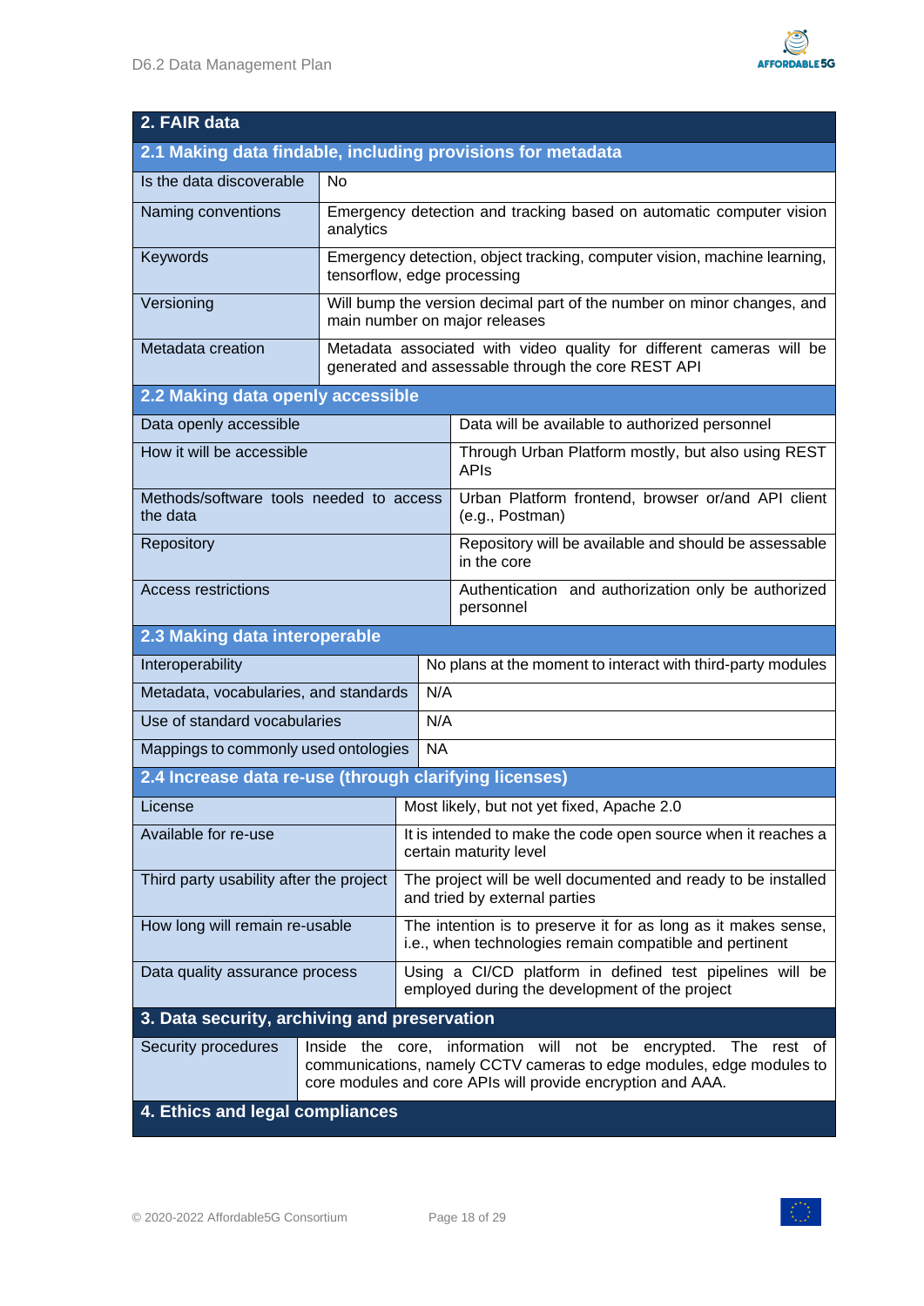## 2. FAIR data

### 2.1 Making data findable, including provisions for metadata

| Is the data discoverable | No |
|---|---|
| Naming conventions | Emergency detection and tracking based on automatic computer vision analytics |
| Keywords | Emergency detection, object tracking, computer vision, machine learning, tensorflow, edge processing |
| Versioning | Will bump the version decimal part of the number on minor changes, and main number on major releases |
| Metadata creation | Metadata associated with video quality for different cameras will be generated and assessable through the core REST API |

### 2.2 Making data openly accessible

| Data openly accessible | Data will be available to authorized personnel |
|---|---|
| How it will be accessible | Through Urban Platform mostly, but also using REST APIs |
| Methods/software tools needed to access the data | Urban Platform frontend, browser or/and API client (e.g., Postman) |
| Repository | Repository will be available and should be assessable in the core |
| Access restrictions | Authentication and authorization only be authorized personnel |

### 2.3 Making data interoperable

| Interoperability | No plans at the moment to interact with third-party modules |
|---|---|
| Metadata, vocabularies, and standards | N/A |
| Use of standard vocabularies | N/A |
| Mappings to commonly used ontologies | NA |

### 2.4 Increase data re-use (through clarifying licenses)

| License | Most likely, but not yet fixed, Apache 2.0 |
|---|---|
| Available for re-use | It is intended to make the code open source when it reaches a certain maturity level |
| Third party usability after the project | The project will be well documented and ready to be installed and tried by external parties |
| How long will remain re-usable | The intention is to preserve it for as long as it makes sense, i.e., when technologies remain compatible and pertinent |
| Data quality assurance process | Using a CI/CD platform in defined test pipelines will be employed during the development of the project |

## 3. Data security, archiving and preservation

| Security procedures | Inside the core, information will not be encrypted. The rest of communications, namely CCTV cameras to edge modules, edge modules to core modules and core APIs will provide encryption and AAA. |
|---|---|

## 4. Ethics and legal compliances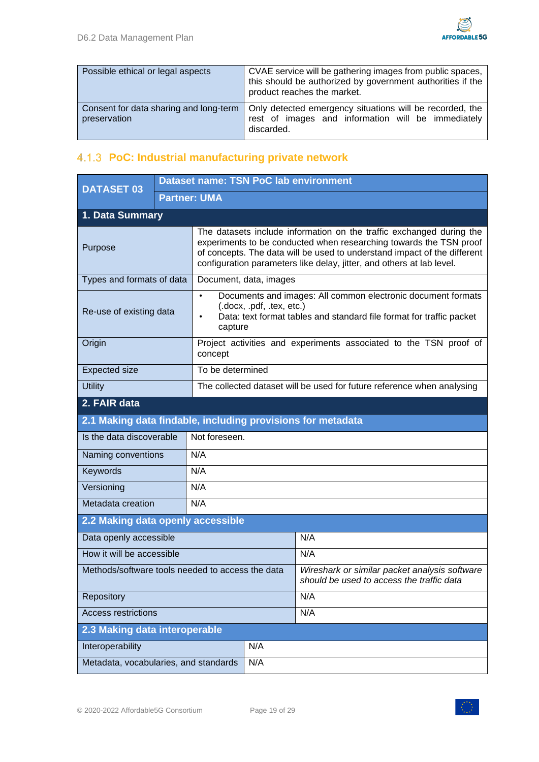| Possible ethical or legal aspects | CVAE service will be gathering images from public spaces, this should be authorized by government authorities if the product reaches the market. |
|---|---|
| Consent for data sharing and long-term preservation | Only detected emergency situations will be recorded, the rest of images and information will be immediately discarded. |

### 4.1.3 PoC: Industrial manufacturing private network

| DATASET 03 | Dataset name: TSN PoC lab environment |
|---|---|
| | Partner: UMA |
| **1. Data Summary** | |
| Purpose | The datasets include information on the traffic exchanged during the experiments to be conducted when researching towards the TSN proof of concepts. The data will be used to understand impact of the different configuration parameters like delay, jitter, and others at lab level. |
| Types and formats of data | Document, data, images |
| Re-use of existing data | • Documents and images: All common electronic document formats (.docx, .pdf, .tex, etc.)<br>• Data: text format tables and standard file format for traffic packet capture |
| Origin | Project activities and experiments associated to the TSN proof of concept |
| Expected size | To be determined |
| Utility | The collected dataset will be used for future reference when analysing |
| **2. FAIR data** | |
| **2.1 Making data findable, including provisions for metadata** | |
| Is the data discoverable | Not foreseen. |
| Naming conventions | N/A |
| Keywords | N/A |
| Versioning | N/A |
| Metadata creation | N/A |
| **2.2 Making data openly accessible** | |
| Data openly accessible | N/A |
| How it will be accessible | N/A |
| Methods/software tools needed to access the data | *Wireshark or similar packet analysis software should be used to access the traffic data* |
| Repository | N/A |
| Access restrictions | N/A |
| **2.3 Making data interoperable** | |
| Interoperability | N/A |
| Metadata, vocabularies, and standards | N/A |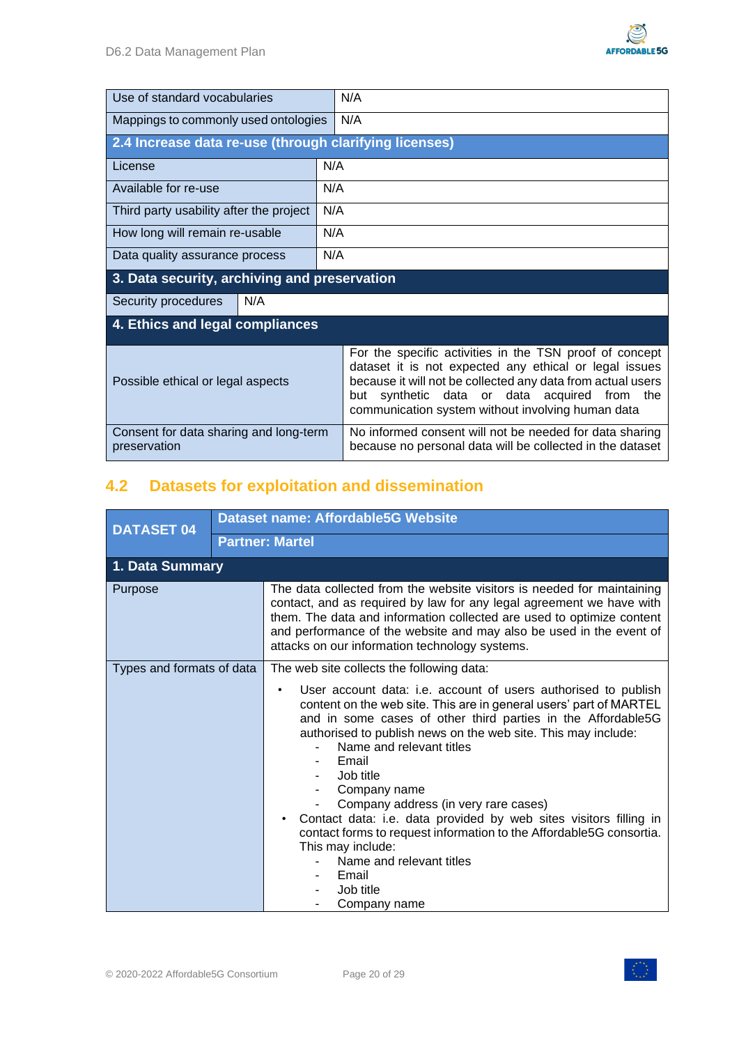| Use of standard vocabularies | N/A |
|---|---|
| Mappings to commonly used ontologies | N/A |
| **2.4 Increase data re-use (through clarifying licenses)** | |
| License | N/A |
| Available for re-use | N/A |
| Third party usability after the project | N/A |
| How long will remain re-usable | N/A |
| Data quality assurance process | N/A |
| **3. Data security, archiving and preservation** | |
| Security procedures | N/A |
| **4. Ethics and legal compliances** | |
| Possible ethical or legal aspects | For the specific activities in the TSN proof of concept dataset it is not expected any ethical or legal issues because it will not be collected any data from actual users but synthetic data or data acquired from the communication system without involving human data |
| Consent for data sharing and long-term preservation | No informed consent will not be needed for data sharing because no personal data will be collected in the dataset |

## 4.2 Datasets for exploitation and dissemination

| **DATASET 04** | **Dataset name: Affordable5G Website** |
|---|---|
| | **Partner: Martel** |
| **1. Data Summary** | |
| Purpose | The data collected from the website visitors is needed for maintaining contact, and as required by law for any legal agreement we have with them. The data and information collected are used to optimize content and performance of the website and may also be used in the event of attacks on our information technology systems. |
| Types and formats of data | The web site collects the following data:<br>• User account data: i.e. account of users authorised to publish content on the web site. This are in general users' part of MARTEL and in some cases of other third parties in the Affordable5G authorised to publish news on the web site. This may include:<br>- Name and relevant titles<br>- Email<br>- Job title<br>- Company name<br>- Company address (in very rare cases)<br>• Contact data: i.e. data provided by web sites visitors filling in contact forms to request information to the Affordable5G consortia. This may include:<br>- Name and relevant titles<br>- Email<br>- Job title<br>- Company name |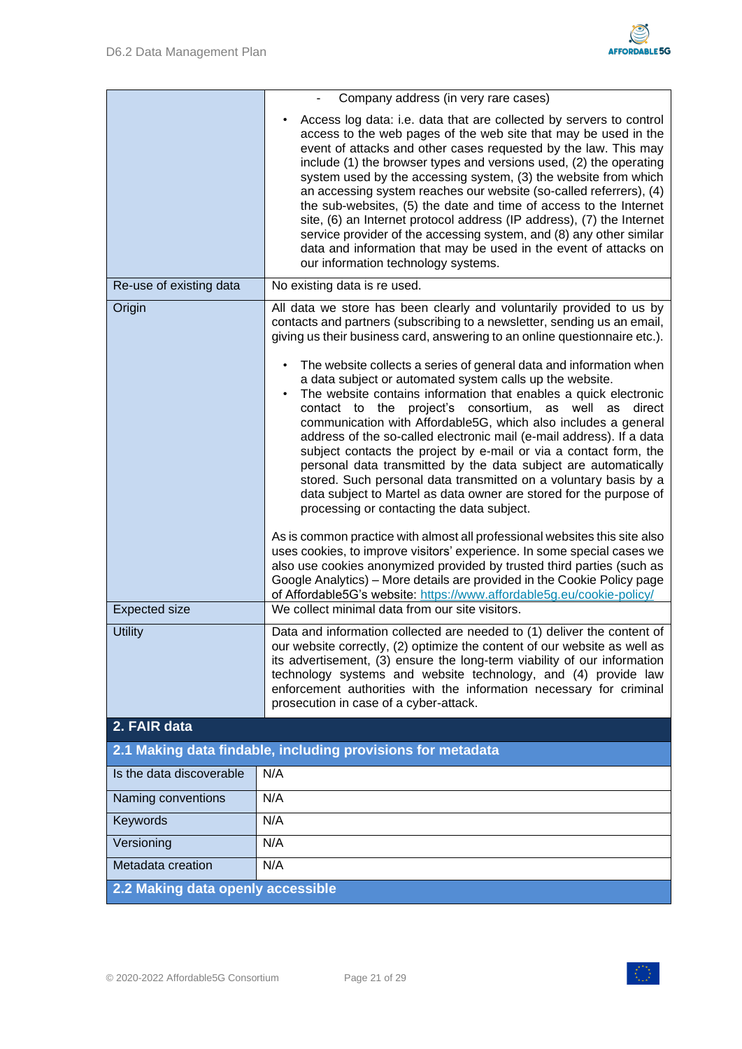| | |
|---|---|
| | - Company address (in very rare cases)<br><br>• Access log data: i.e. data that are collected by servers to control access to the web pages of the web site that may be used in the event of attacks and other cases requested by the law. This may include (1) the browser types and versions used, (2) the operating system used by the accessing system, (3) the website from which an accessing system reaches our website (so-called referrers), (4) the sub-websites, (5) the date and time of access to the Internet site, (6) an Internet protocol address (IP address), (7) the Internet service provider of the accessing system, and (8) any other similar data and information that may be used in the event of attacks on our information technology systems. |
| Re-use of existing data | No existing data is re used. |
| Origin | All data we store has been clearly and voluntarily provided to us by contacts and partners (subscribing to a newsletter, sending us an email, giving us their business card, answering to an online questionnaire etc.).<br><br>• The website collects a series of general data and information when a data subject or automated system calls up the website.<br>• The website contains information that enables a quick electronic contact to the project's consortium, as well as direct communication with Affordable5G, which also includes a general address of the so-called electronic mail (e-mail address). If a data subject contacts the project by e-mail or via a contact form, the personal data transmitted by the data subject are automatically stored. Such personal data transmitted on a voluntary basis by a data subject to Martel as data owner are stored for the purpose of processing or contacting the data subject.<br><br>As is common practice with almost all professional websites this site also uses cookies, to improve visitors' experience. In some special cases we also use cookies anonymized provided by trusted third parties (such as Google Analytics) – More details are provided in the Cookie Policy page of Affordable5G's website: https://www.affordable5g.eu/cookie-policy/ |
| Expected size | We collect minimal data from our site visitors. |
| Utility | Data and information collected are needed to (1) deliver the content of our website correctly, (2) optimize the content of our website as well as its advertisement, (3) ensure the long-term viability of our information technology systems and website technology, and (4) provide law enforcement authorities with the information necessary for criminal prosecution in case of a cyber-attack. |
| **2. FAIR data** | |
| **2.1 Making data findable, including provisions for metadata** | |
| Is the data discoverable | N/A |
| Naming conventions | N/A |
| Keywords | N/A |
| Versioning | N/A |
| Metadata creation | N/A |
| **2.2 Making data openly accessible** | |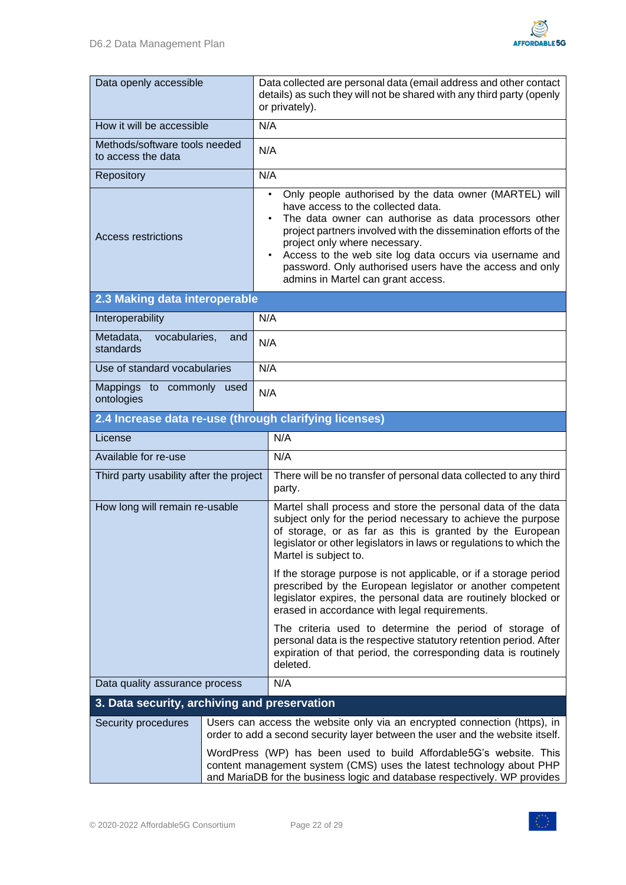| | |
|---|---|
| Data openly accessible | Data collected are personal data (email address and other contact details) as such they will not be shared with any third party (openly or privately). |
| How it will be accessible | N/A |
| Methods/software tools needed to access the data | N/A |
| Repository | N/A |
| Access restrictions | • Only people authorised by the data owner (MARTEL) will have access to the collected data.<br>• The data owner can authorise as data processors other project partners involved with the dissemination efforts of the project only where necessary.<br>• Access to the web site log data occurs via username and password. Only authorised users have the access and only admins in Martel can grant access. |
| **2.3 Making data interoperable** | |
| Interoperability | N/A |
| Metadata, vocabularies, and standards | N/A |
| Use of standard vocabularies | N/A |
| Mappings to commonly used ontologies | N/A |
| **2.4 Increase data re-use (through clarifying licenses)** | |
| License | N/A |
| Available for re-use | N/A |
| Third party usability after the project | There will be no transfer of personal data collected to any third party. |
| How long will remain re-usable | Martel shall process and store the personal data of the data subject only for the period necessary to achieve the purpose of storage, or as far as this is granted by the European legislator or other legislators in laws or regulations to which the Martel is subject to.<br><br>If the storage purpose is not applicable, or if a storage period prescribed by the European legislator or another competent legislator expires, the personal data are routinely blocked or erased in accordance with legal requirements.<br><br>The criteria used to determine the period of storage of personal data is the respective statutory retention period. After expiration of that period, the corresponding data is routinely deleted. |
| Data quality assurance process | N/A |
| **3. Data security, archiving and preservation** | |
| Security procedures | Users can access the website only via an encrypted connection (https), in order to add a second security layer between the user and the website itself.<br><br>WordPress (WP) has been used to build Affordable5G's website. This content management system (CMS) uses the latest technology about PHP and MariaDB for the business logic and database respectively. WP provides |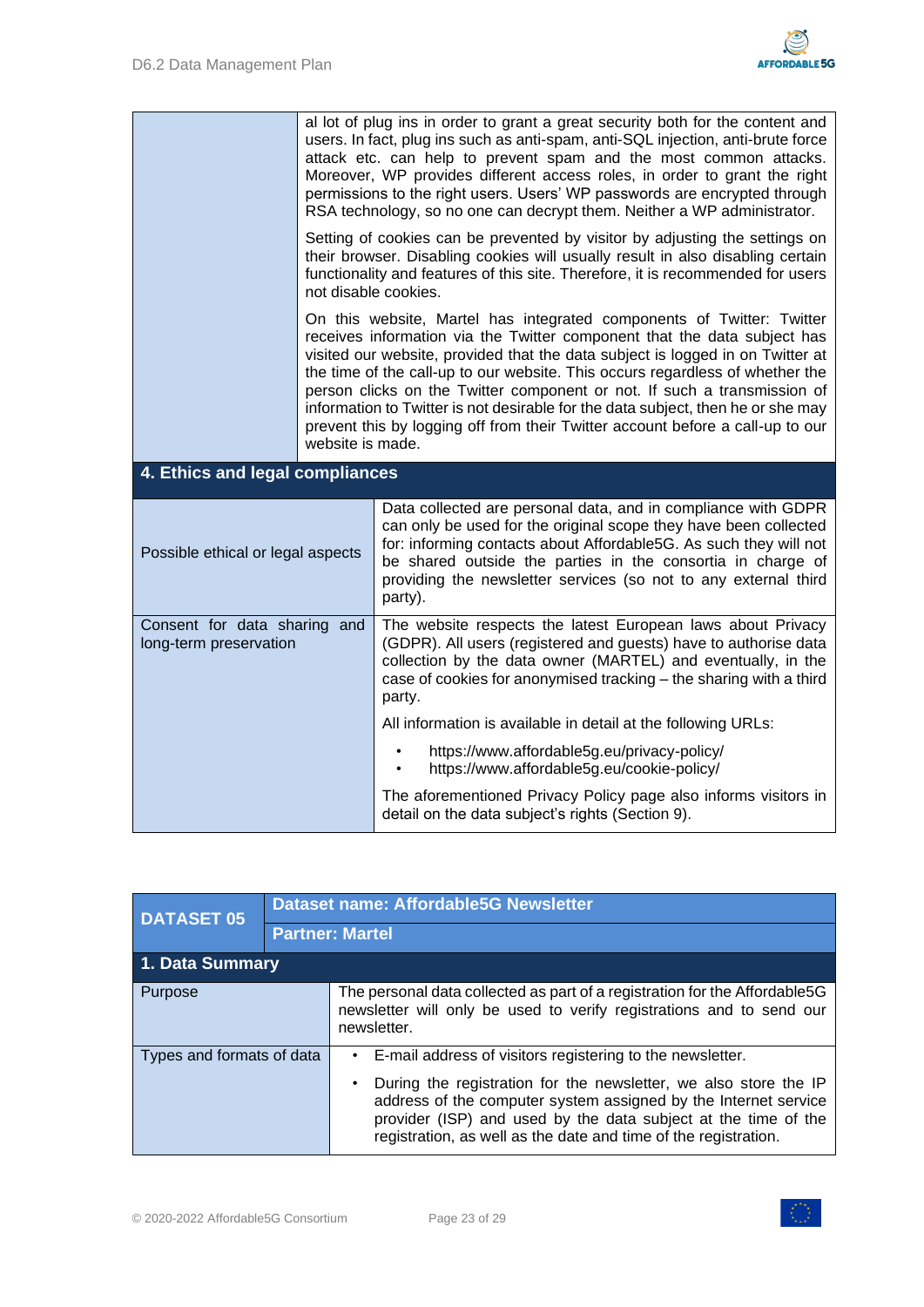| | |
|---|---|
| | al lot of plug ins in order to grant a great security both for the content and users. In fact, plug ins such as anti-spam, anti-SQL injection, anti-brute force attack etc. can help to prevent spam and the most common attacks. Moreover, WP provides different access roles, in order to grant the right permissions to the right users. Users' WP passwords are encrypted through RSA technology, so no one can decrypt them. Neither a WP administrator.<br><br>Setting of cookies can be prevented by visitor by adjusting the settings on their browser. Disabling cookies will usually result in also disabling certain functionality and features of this site. Therefore, it is recommended for users not disable cookies.<br><br>On this website, Martel has integrated components of Twitter: Twitter receives information via the Twitter component that the data subject has visited our website, provided that the data subject is logged in on Twitter at the time of the call-up to our website. This occurs regardless of whether the person clicks on the Twitter component or not. If such a transmission of information to Twitter is not desirable for the data subject, then he or she may prevent this by logging off from their Twitter account before a call-up to our website is made. |
| **4. Ethics and legal compliances** | |
| Possible ethical or legal aspects | Data collected are personal data, and in compliance with GDPR can only be used for the original scope they have been collected for: informing contacts about Affordable5G. As such they will not be shared outside the parties in the consortia in charge of providing the newsletter services (so not to any external third party). |
| Consent for data sharing and long-term preservation | The website respects the latest European laws about Privacy (GDPR). All users (registered and guests) have to authorise data collection by the data owner (MARTEL) and eventually, in the case of cookies for anonymised tracking – the sharing with a third party.<br><br>All information is available in detail at the following URLs:<br>• https://www.affordable5g.eu/privacy-policy/<br>• https://www.affordable5g.eu/cookie-policy/<br><br>The aforementioned Privacy Policy page also informs visitors in detail on the data subject's rights (Section 9). |

| **DATASET 05** | **Dataset name: Affordable5G Newsletter** |
|---|---|
| | **Partner: Martel** |
| **1. Data Summary** | |
| Purpose | The personal data collected as part of a registration for the Affordable5G newsletter will only be used to verify registrations and to send our newsletter. |
| Types and formats of data | • E-mail address of visitors registering to the newsletter.<br>• During the registration for the newsletter, we also store the IP address of the computer system assigned by the Internet service provider (ISP) and used by the data subject at the time of the registration, as well as the date and time of the registration. |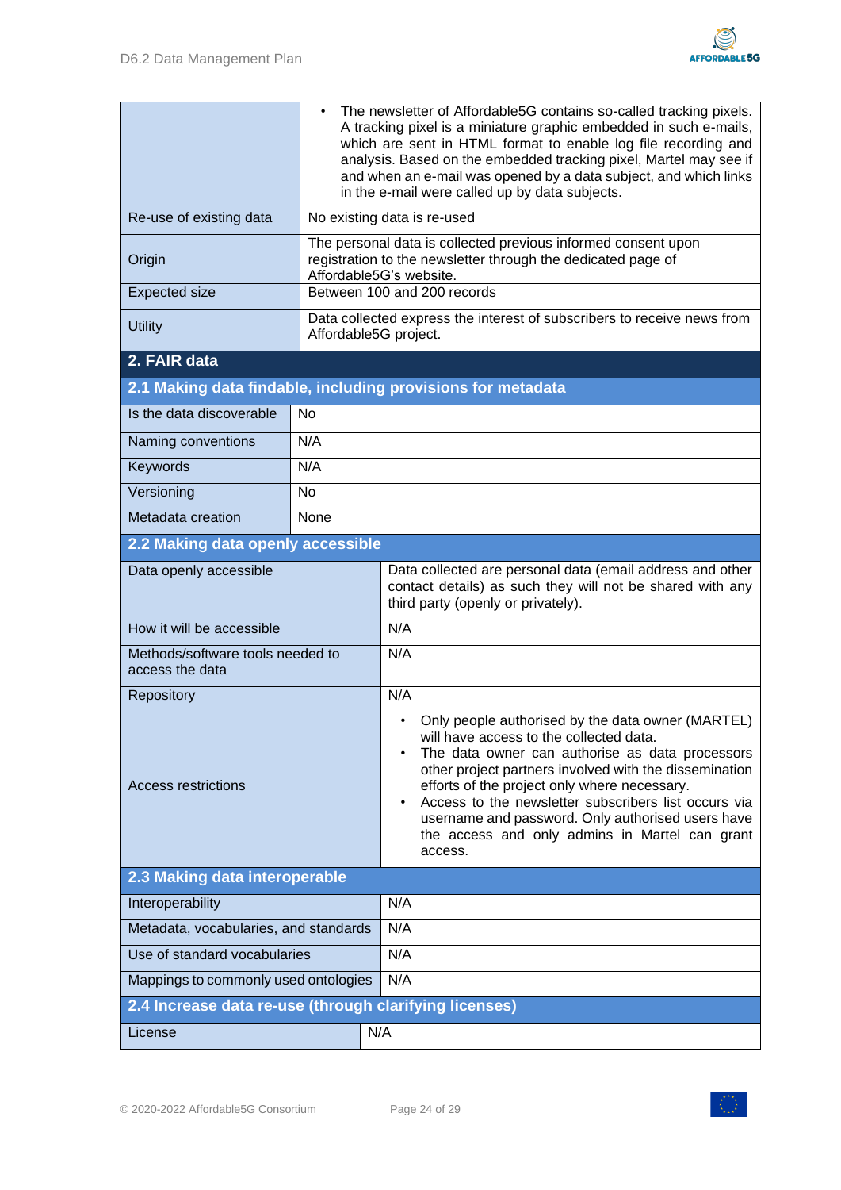| | |
|---|---|
| | • The newsletter of Affordable5G contains so-called tracking pixels. A tracking pixel is a miniature graphic embedded in such e-mails, which are sent in HTML format to enable log file recording and analysis. Based on the embedded tracking pixel, Martel may see if and when an e-mail was opened by a data subject, and which links in the e-mail were called up by data subjects. |
| Re-use of existing data | No existing data is re-used |
| Origin | The personal data is collected previous informed consent upon registration to the newsletter through the dedicated page of Affordable5G's website. |
| Expected size | Between 100 and 200 records |
| Utility | Data collected express the interest of subscribers to receive news from Affordable5G project. |

## 2. FAIR data

### 2.1 Making data findable, including provisions for metadata

| | |
|---|---|
| Is the data discoverable | No |
| Naming conventions | N/A |
| Keywords | N/A |
| Versioning | No |
| Metadata creation | None |

### 2.2 Making data openly accessible

| | |
|---|---|
| Data openly accessible | Data collected are personal data (email address and other contact details) as such they will not be shared with any third party (openly or privately). |
| How it will be accessible | N/A |
| Methods/software tools needed to access the data | N/A |
| Repository | N/A |
| Access restrictions | • Only people authorised by the data owner (MARTEL) will have access to the collected data.<br>• The data owner can authorise as data processors other project partners involved with the dissemination efforts of the project only where necessary.<br>• Access to the newsletter subscribers list occurs via username and password. Only authorised users have the access and only admins in Martel can grant access. |

### 2.3 Making data interoperable

| | |
|---|---|
| Interoperability | N/A |
| Metadata, vocabularies, and standards | N/A |
| Use of standard vocabularies | N/A |
| Mappings to commonly used ontologies | N/A |

### 2.4 Increase data re-use (through clarifying licenses)

| | |
|---|---|
| License | N/A |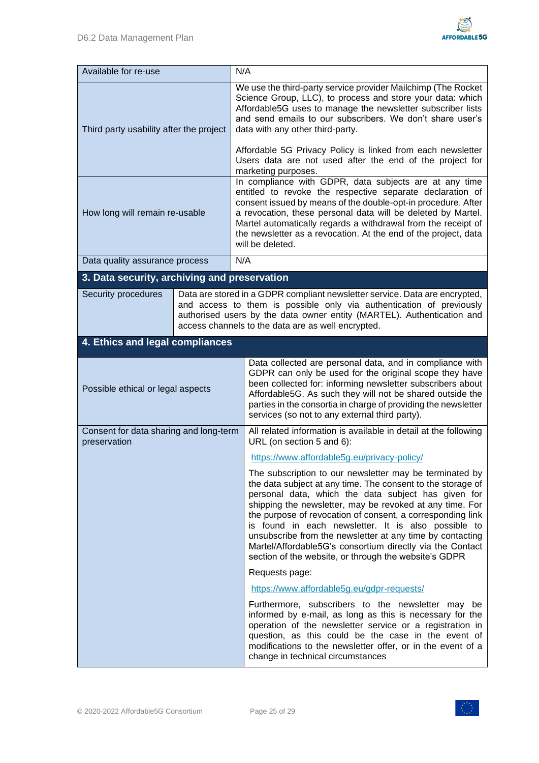| | |
|---|---|
| Available for re-use | N/A |
| Third party usability after the project | We use the third-party service provider Mailchimp (The Rocket Science Group, LLC), to process and store your data: which Affordable5G uses to manage the newsletter subscriber lists and send emails to our subscribers. We don't share user's data with any other third-party.<br><br>Affordable 5G Privacy Policy is linked from each newsletter Users data are not used after the end of the project for marketing purposes. |
| How long will remain re-usable | In compliance with GDPR, data subjects are at any time entitled to revoke the respective separate declaration of consent issued by means of the double-opt-in procedure. After a revocation, these personal data will be deleted by Martel. Martel automatically regards a withdrawal from the receipt of the newsletter as a revocation. At the end of the project, data will be deleted. |
| Data quality assurance process | N/A |

## 3. Data security, archiving and preservation

| | |
|---|---|
| Security procedures | Data are stored in a GDPR compliant newsletter service. Data are encrypted, and access to them is possible only via authentication of previously authorised users by the data owner entity (MARTEL). Authentication and access channels to the data are as well encrypted. |

## 4. Ethics and legal compliances

| | |
|---|---|
| Possible ethical or legal aspects | Data collected are personal data, and in compliance with GDPR can only be used for the original scope they have been collected for: informing newsletter subscribers about Affordable5G. As such they will not be shared outside the parties in the consortia in charge of providing the newsletter services (so not to any external third party). |
| Consent for data sharing and long-term preservation | All related information is available in detail at the following URL (on section 5 and 6):<br><br>https://www.affordable5g.eu/privacy-policy/<br><br>The subscription to our newsletter may be terminated by the data subject at any time. The consent to the storage of personal data, which the data subject has given for shipping the newsletter, may be revoked at any time. For the purpose of revocation of consent, a corresponding link is found in each newsletter. It is also possible to unsubscribe from the newsletter at any time by contacting Martel/Affordable5G's consortium directly via the Contact section of the website, or through the website's GDPR<br><br>Requests page:<br><br>https://www.affordable5g.eu/gdpr-requests/<br><br>Furthermore, subscribers to the newsletter may be informed by e-mail, as long as this is necessary for the operation of the newsletter service or a registration in question, as this could be the case in the event of modifications to the newsletter offer, or in the event of a change in technical circumstances |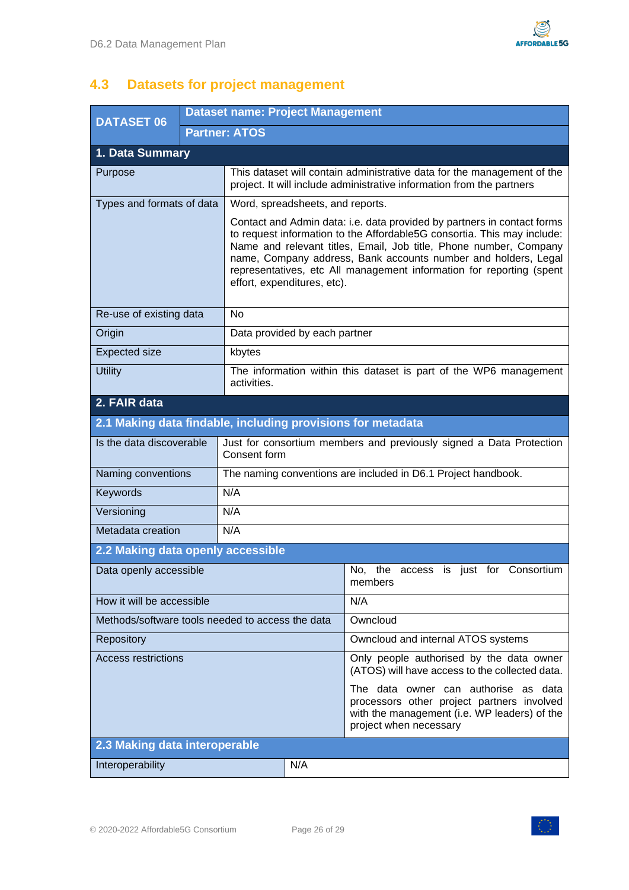## 4.3 Datasets for project management

| DATASET 06 | Dataset name: Project Management<br>Partner: ATOS |
|---|---|
| **1. Data Summary** | |
| Purpose | This dataset will contain administrative data for the management of the project. It will include administrative information from the partners |
| Types and formats of data | Word, spreadsheets, and reports.<br><br>Contact and Admin data: i.e. data provided by partners in contact forms to request information to the Affordable5G consortia. This may include: Name and relevant titles, Email, Job title, Phone number, Company name, Company address, Bank accounts number and holders, Legal representatives, etc All management information for reporting (spent effort, expenditures, etc). |
| Re-use of existing data | No |
| Origin | Data provided by each partner |
| Expected size | kbytes |
| Utility | The information within this dataset is part of the WP6 management activities. |
| **2. FAIR data** | |
| **2.1 Making data findable, including provisions for metadata** | |
| Is the data discoverable | Just for consortium members and previously signed a Data Protection Consent form |
| Naming conventions | The naming conventions are included in D6.1 Project handbook. |
| Keywords | N/A |
| Versioning | N/A |
| Metadata creation | N/A |
| **2.2 Making data openly accessible** | |
| Data openly accessible | No, the access is just for Consortium members |
| How it will be accessible | N/A |
| Methods/software tools needed to access the data | Owncloud |
| Repository | Owncloud and internal ATOS systems |
| Access restrictions | Only people authorised by the data owner (ATOS) will have access to the collected data.<br><br>The data owner can authorise as data processors other project partners involved with the management (i.e. WP leaders) of the project when necessary |
| **2.3 Making data interoperable** | |
| Interoperability | N/A |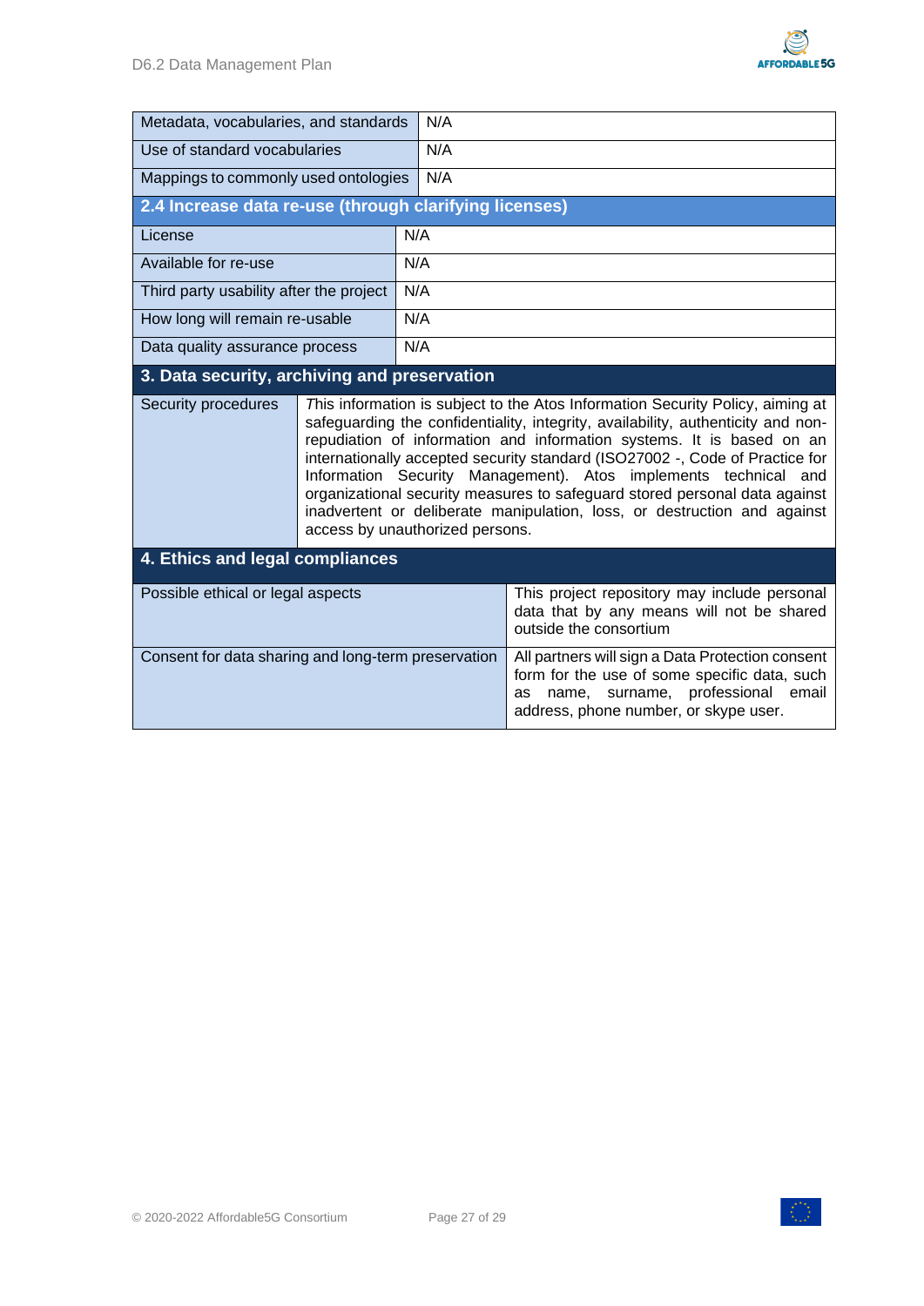| Metadata, vocabularies, and standards | N/A |
|---|---|
| Use of standard vocabularies | N/A |
| Mappings to commonly used ontologies | N/A |
| **2.4 Increase data re-use (through clarifying licenses)** | |
| License | N/A |
| Available for re-use | N/A |
| Third party usability after the project | N/A |
| How long will remain re-usable | N/A |
| Data quality assurance process | N/A |
| **3. Data security, archiving and preservation** | |
| Security procedures | This information is subject to the Atos Information Security Policy, aiming at safeguarding the confidentiality, integrity, availability, authenticity and non-repudiation of information and information systems. It is based on an internationally accepted security standard (ISO27002 -, Code of Practice for Information Security Management). Atos implements technical and organizational security measures to safeguard stored personal data against inadvertent or deliberate manipulation, loss, or destruction and against access by unauthorized persons. |
| **4. Ethics and legal compliances** | |
| Possible ethical or legal aspects | This project repository may include personal data that by any means will not be shared outside the consortium |
| Consent for data sharing and long-term preservation | All partners will sign a Data Protection consent form for the use of some specific data, such as name, surname, professional email address, phone number, or skype user. |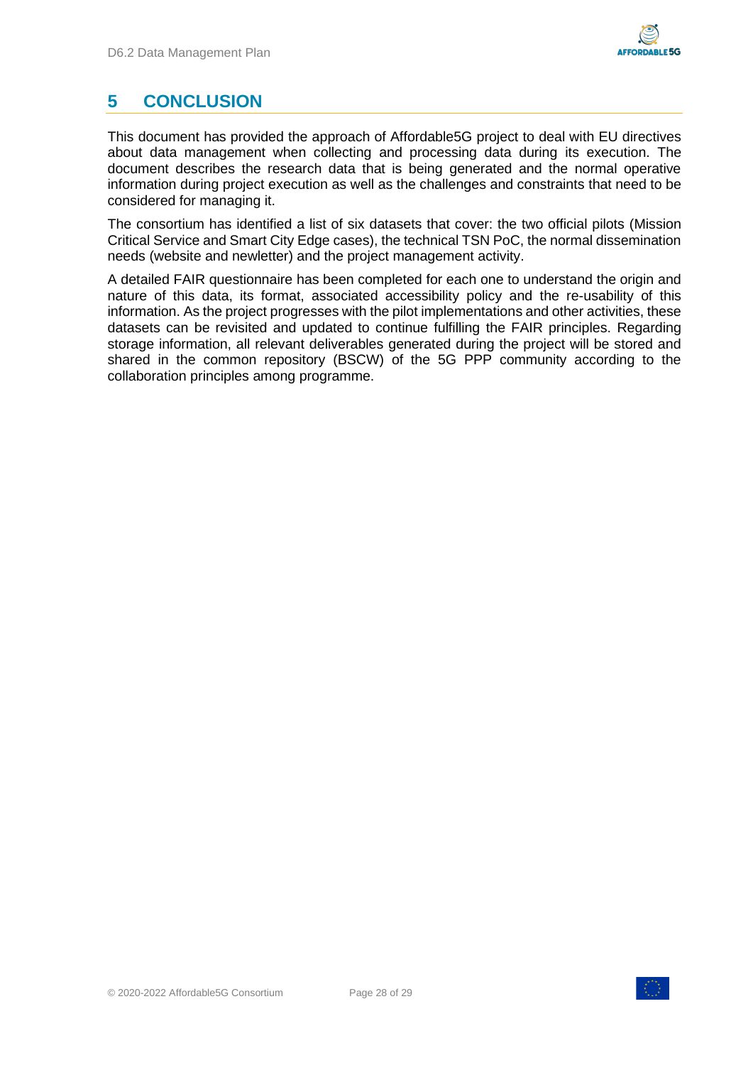# 5 CONCLUSION

This document has provided the approach of Affordable5G project to deal with EU directives about data management when collecting and processing data during its execution. The document describes the research data that is being generated and the normal operative information during project execution as well as the challenges and constraints that need to be considered for managing it.

The consortium has identified a list of six datasets that cover: the two official pilots (Mission Critical Service and Smart City Edge cases), the technical TSN PoC, the normal dissemination needs (website and newletter) and the project management activity.

A detailed FAIR questionnaire has been completed for each one to understand the origin and nature of this data, its format, associated accessibility policy and the re-usability of this information. As the project progresses with the pilot implementations and other activities, these datasets can be revisited and updated to continue fulfilling the FAIR principles. Regarding storage information, all relevant deliverables generated during the project will be stored and shared in the common repository (BSCW) of the 5G PPP community according to the collaboration principles among programme.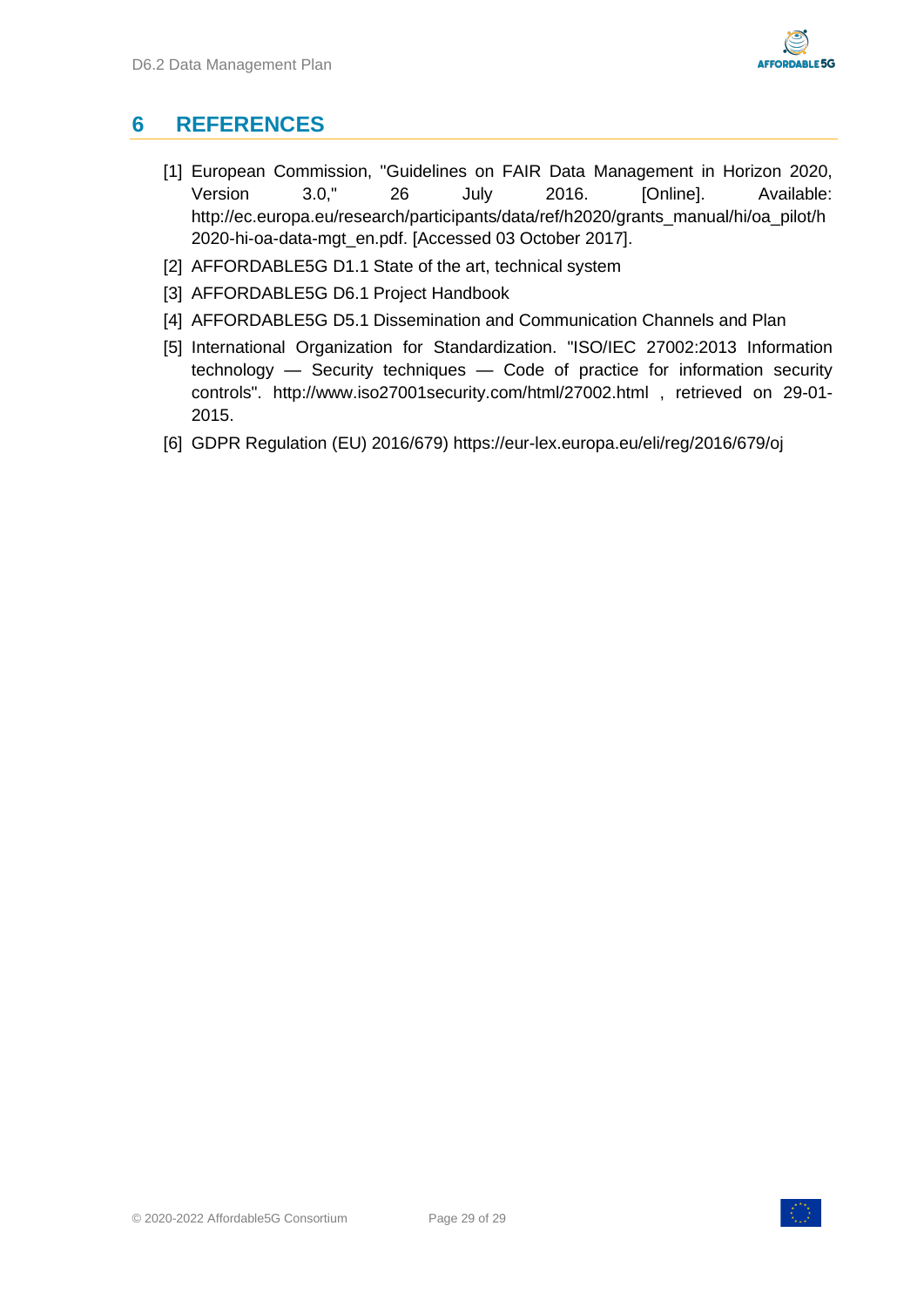# 6 REFERENCES

[1] European Commission, "Guidelines on FAIR Data Management in Horizon 2020, Version 3.0," 26 July 2016. [Online]. Available: http://ec.europa.eu/research/participants/data/ref/h2020/grants_manual/hi/oa_pilot/h2020-hi-oa-data-mgt_en.pdf. [Accessed 03 October 2017].

[2] AFFORDABLE5G D1.1 State of the art, technical system

[3] AFFORDABLE5G D6.1 Project Handbook

[4] AFFORDABLE5G D5.1 Dissemination and Communication Channels and Plan

[5] International Organization for Standardization. "ISO/IEC 27002:2013 Information technology — Security techniques — Code of practice for information security controls". http://www.iso27001security.com/html/27002.html , retrieved on 29-01-2015.

[6] GDPR Regulation (EU) 2016/679) https://eur-lex.europa.eu/eli/reg/2016/679/oj